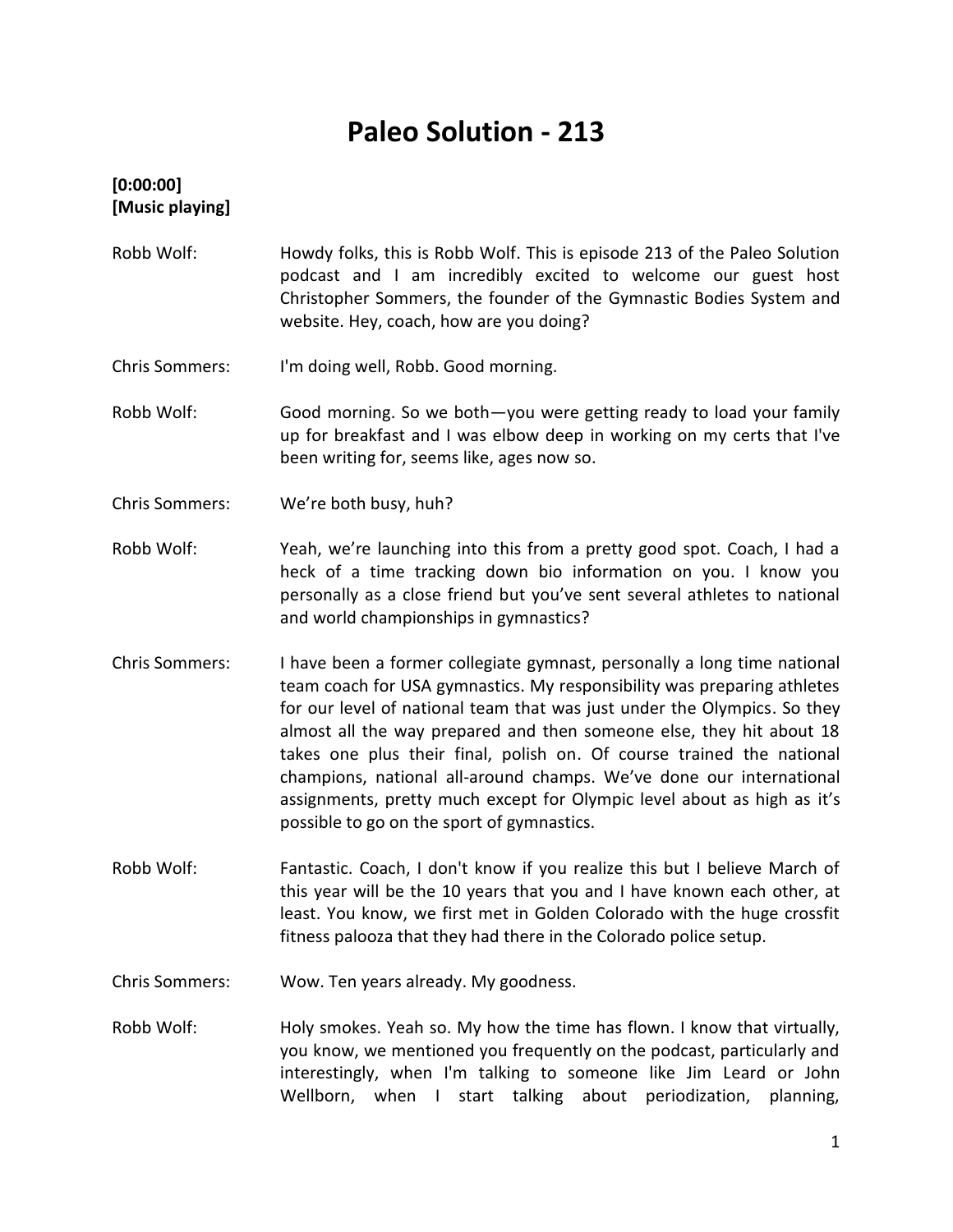# Paleo Solution - 213

**[0:00:00]**
**[Music playing]**

Robb Wolf: Howdy folks, this is Robb Wolf. This is episode 213 of the Paleo Solution podcast and I am incredibly excited to welcome our guest host Christopher Sommers, the founder of the Gymnastic Bodies System and website. Hey, coach, how are you doing?

Chris Sommers: I'm doing well, Robb. Good morning.

Robb Wolf: Good morning. So we both—you were getting ready to load your family up for breakfast and I was elbow deep in working on my certs that I've been writing for, seems like, ages now so.

Chris Sommers: We're both busy, huh?

Robb Wolf: Yeah, we're launching into this from a pretty good spot. Coach, I had a heck of a time tracking down bio information on you. I know you personally as a close friend but you've sent several athletes to national and world championships in gymnastics?

Chris Sommers: I have been a former collegiate gymnast, personally a long time national team coach for USA gymnastics. My responsibility was preparing athletes for our level of national team that was just under the Olympics. So they almost all the way prepared and then someone else, they hit about 18 takes one plus their final, polish on. Of course trained the national champions, national all-around champs. We've done our international assignments, pretty much except for Olympic level about as high as it's possible to go on the sport of gymnastics.

Robb Wolf: Fantastic. Coach, I don't know if you realize this but I believe March of this year will be the 10 years that you and I have known each other, at least. You know, we first met in Golden Colorado with the huge crossfit fitness palooza that they had there in the Colorado police setup.

Chris Sommers: Wow. Ten years already. My goodness.

Robb Wolf: Holy smokes. Yeah so. My how the time has flown. I know that virtually, you know, we mentioned you frequently on the podcast, particularly and interestingly, when I'm talking to someone like Jim Leard or John Wellborn, when I start talking about periodization, planning,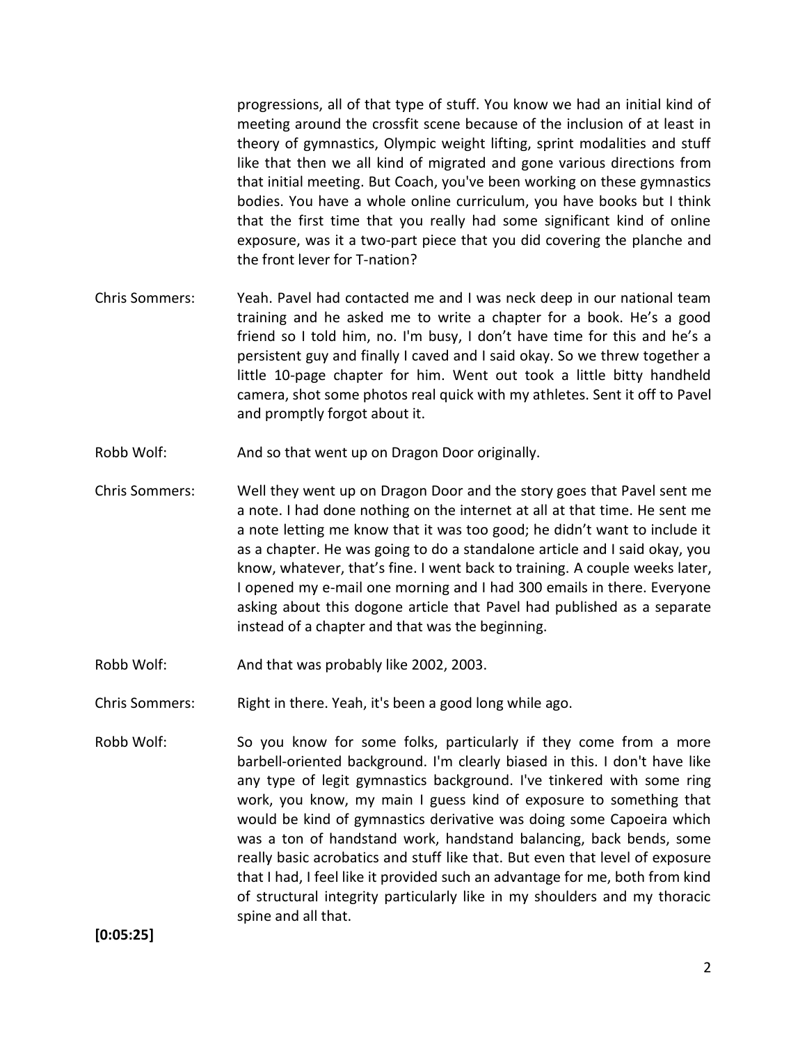progressions, all of that type of stuff. You know we had an initial kind of meeting around the crossfit scene because of the inclusion of at least in theory of gymnastics, Olympic weight lifting, sprint modalities and stuff like that then we all kind of migrated and gone various directions from that initial meeting. But Coach, you've been working on these gymnastics bodies. You have a whole online curriculum, you have books but I think that the first time that you really had some significant kind of online exposure, was it a two-part piece that you did covering the planche and the front lever for T-nation?

Chris Sommers: Yeah. Pavel had contacted me and I was neck deep in our national team training and he asked me to write a chapter for a book. He's a good friend so I told him, no. I'm busy, I don't have time for this and he's a persistent guy and finally I caved and I said okay. So we threw together a little 10-page chapter for him. Went out took a little bitty handheld camera, shot some photos real quick with my athletes. Sent it off to Pavel and promptly forgot about it.

Robb Wolf: And so that went up on Dragon Door originally.

Chris Sommers: Well they went up on Dragon Door and the story goes that Pavel sent me a note. I had done nothing on the internet at all at that time. He sent me a note letting me know that it was too good; he didn't want to include it as a chapter. He was going to do a standalone article and I said okay, you know, whatever, that's fine. I went back to training. A couple weeks later, I opened my e-mail one morning and I had 300 emails in there. Everyone asking about this dogone article that Pavel had published as a separate instead of a chapter and that was the beginning.

Robb Wolf: And that was probably like 2002, 2003.

Chris Sommers: Right in there. Yeah, it's been a good long while ago.

Robb Wolf: So you know for some folks, particularly if they come from a more barbell-oriented background. I'm clearly biased in this. I don't have like any type of legit gymnastics background. I've tinkered with some ring work, you know, my main I guess kind of exposure to something that would be kind of gymnastics derivative was doing some Capoeira which was a ton of handstand work, handstand balancing, back bends, some really basic acrobatics and stuff like that. But even that level of exposure that I had, I feel like it provided such an advantage for me, both from kind of structural integrity particularly like in my shoulders and my thoracic spine and all that.

**[0:05:25]**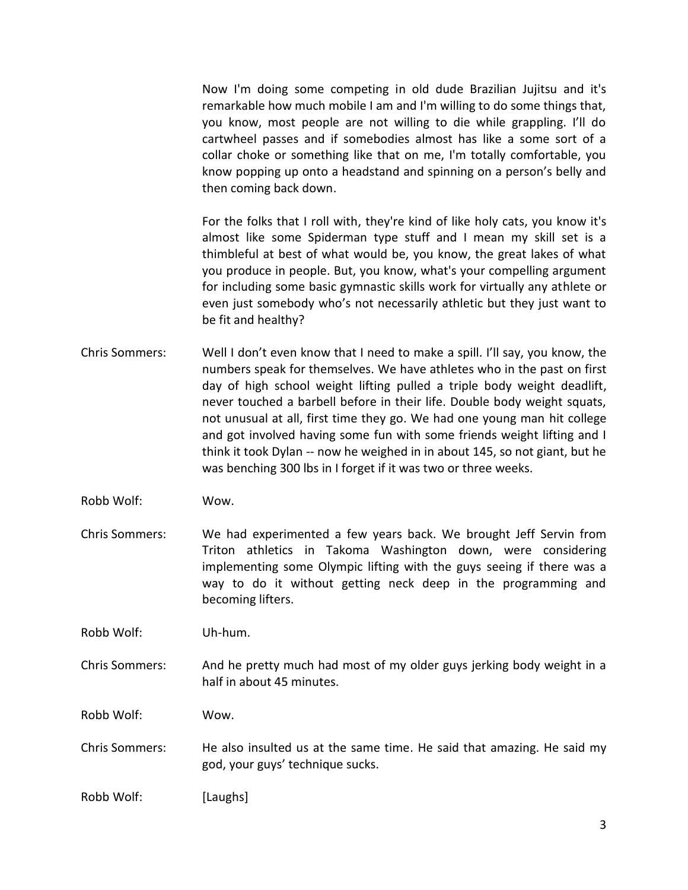Now I'm doing some competing in old dude Brazilian Jujitsu and it's remarkable how much mobile I am and I'm willing to do some things that, you know, most people are not willing to die while grappling. I'll do cartwheel passes and if somebodies almost has like a some sort of a collar choke or something like that on me, I'm totally comfortable, you know popping up onto a headstand and spinning on a person's belly and then coming back down.

For the folks that I roll with, they're kind of like holy cats, you know it's almost like some Spiderman type stuff and I mean my skill set is a thimbleful at best of what would be, you know, the great lakes of what you produce in people. But, you know, what's your compelling argument for including some basic gymnastic skills work for virtually any athlete or even just somebody who's not necessarily athletic but they just want to be fit and healthy?

Chris Sommers: Well I don't even know that I need to make a spill. I'll say, you know, the numbers speak for themselves. We have athletes who in the past on first day of high school weight lifting pulled a triple body weight deadlift, never touched a barbell before in their life. Double body weight squats, not unusual at all, first time they go. We had one young man hit college and got involved having some fun with some friends weight lifting and I think it took Dylan -- now he weighed in in about 145, so not giant, but he was benching 300 lbs in I forget if it was two or three weeks.

Robb Wolf: Wow.

Chris Sommers: We had experimented a few years back. We brought Jeff Servin from Triton athletics in Takoma Washington down, were considering implementing some Olympic lifting with the guys seeing if there was a way to do it without getting neck deep in the programming and becoming lifters.

Robb Wolf: Uh-hum.

Chris Sommers: And he pretty much had most of my older guys jerking body weight in a half in about 45 minutes.

Robb Wolf: Wow.

Chris Sommers: He also insulted us at the same time. He said that amazing. He said my god, your guys' technique sucks.

Robb Wolf: [Laughs]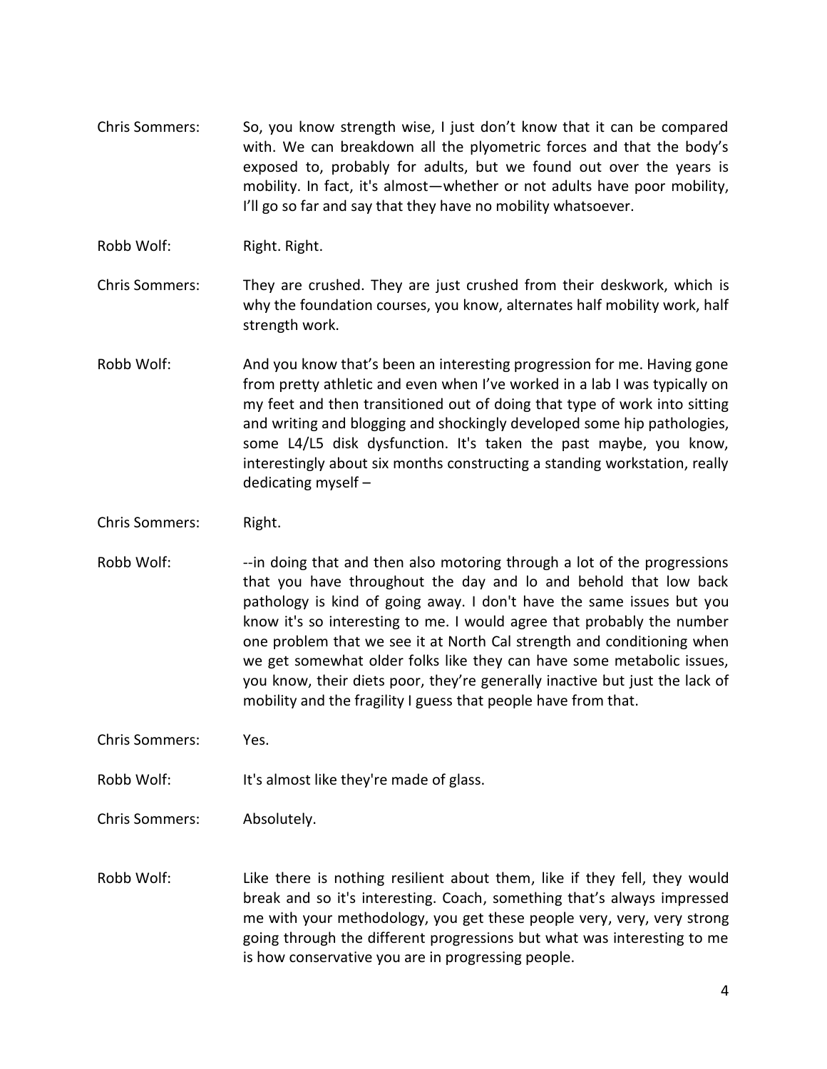Chris Sommers: So, you know strength wise, I just don't know that it can be compared with. We can breakdown all the plyometric forces and that the body's exposed to, probably for adults, but we found out over the years is mobility. In fact, it's almost—whether or not adults have poor mobility, I'll go so far and say that they have no mobility whatsoever.

Robb Wolf: Right. Right.

Chris Sommers: They are crushed. They are just crushed from their deskwork, which is why the foundation courses, you know, alternates half mobility work, half strength work.

Robb Wolf: And you know that's been an interesting progression for me. Having gone from pretty athletic and even when I've worked in a lab I was typically on my feet and then transitioned out of doing that type of work into sitting and writing and blogging and shockingly developed some hip pathologies, some L4/L5 disk dysfunction. It's taken the past maybe, you know, interestingly about six months constructing a standing workstation, really dedicating myself –

Chris Sommers: Right.

Robb Wolf: --in doing that and then also motoring through a lot of the progressions that you have throughout the day and lo and behold that low back pathology is kind of going away. I don't have the same issues but you know it's so interesting to me. I would agree that probably the number one problem that we see it at North Cal strength and conditioning when we get somewhat older folks like they can have some metabolic issues, you know, their diets poor, they're generally inactive but just the lack of mobility and the fragility I guess that people have from that.

Chris Sommers: Yes.

Robb Wolf: It's almost like they're made of glass.

Chris Sommers: Absolutely.

Robb Wolf: Like there is nothing resilient about them, like if they fell, they would break and so it's interesting. Coach, something that's always impressed me with your methodology, you get these people very, very, very strong going through the different progressions but what was interesting to me is how conservative you are in progressing people.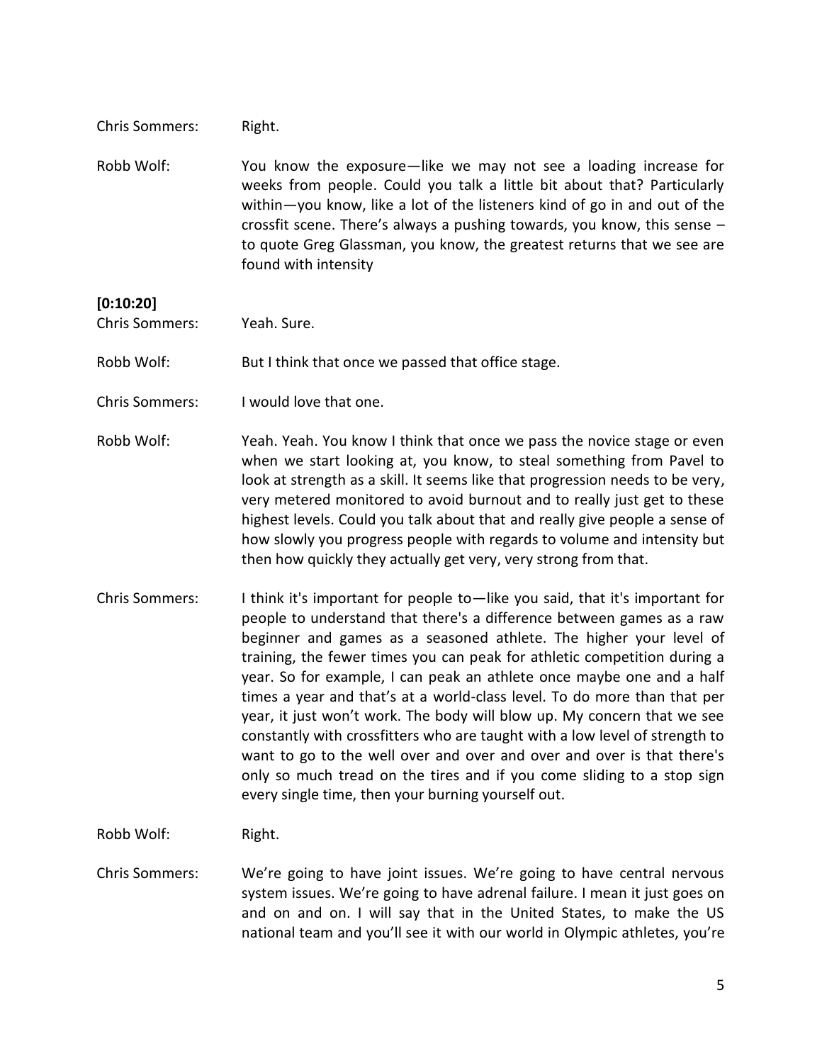Chris Sommers: Right.

Robb Wolf: You know the exposure—like we may not see a loading increase for weeks from people. Could you talk a little bit about that? Particularly within—you know, like a lot of the listeners kind of go in and out of the crossfit scene. There's always a pushing towards, you know, this sense – to quote Greg Glassman, you know, the greatest returns that we see are found with intensity

**[0:10:20]**

Chris Sommers: Yeah. Sure.

Robb Wolf: But I think that once we passed that office stage.

Chris Sommers: I would love that one.

Robb Wolf: Yeah. Yeah. You know I think that once we pass the novice stage or even when we start looking at, you know, to steal something from Pavel to look at strength as a skill. It seems like that progression needs to be very, very metered monitored to avoid burnout and to really just get to these highest levels. Could you talk about that and really give people a sense of how slowly you progress people with regards to volume and intensity but then how quickly they actually get very, very strong from that.

Chris Sommers: I think it's important for people to—like you said, that it's important for people to understand that there's a difference between games as a raw beginner and games as a seasoned athlete. The higher your level of training, the fewer times you can peak for athletic competition during a year. So for example, I can peak an athlete once maybe one and a half times a year and that's at a world-class level. To do more than that per year, it just won't work. The body will blow up. My concern that we see constantly with crossfitters who are taught with a low level of strength to want to go to the well over and over and over and over is that there's only so much tread on the tires and if you come sliding to a stop sign every single time, then your burning yourself out.

Robb Wolf: Right.

Chris Sommers: We're going to have joint issues. We're going to have central nervous system issues. We're going to have adrenal failure. I mean it just goes on and on and on. I will say that in the United States, to make the US national team and you'll see it with our world in Olympic athletes, you're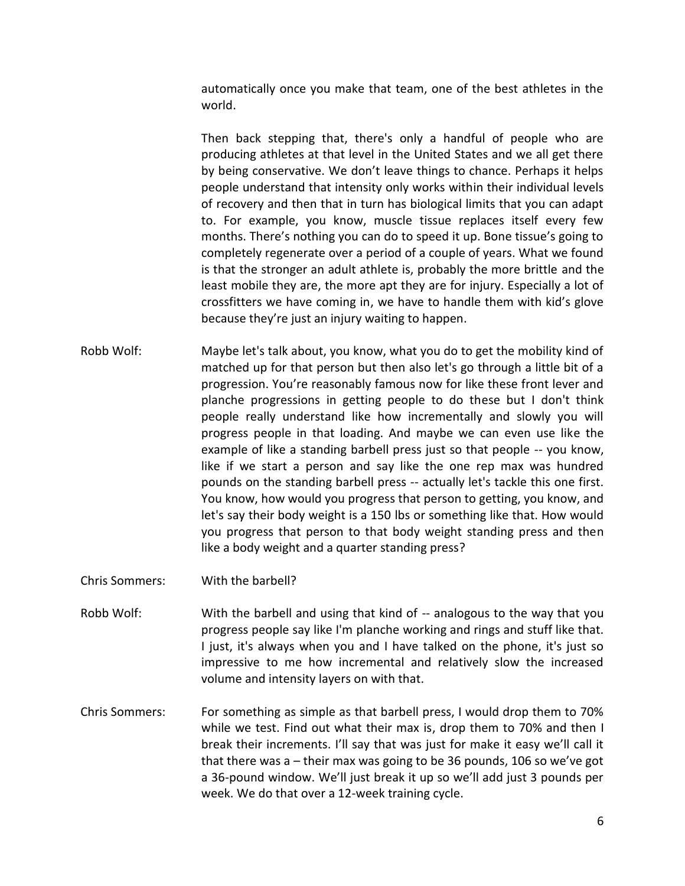automatically once you make that team, one of the best athletes in the world.

Then back stepping that, there's only a handful of people who are producing athletes at that level in the United States and we all get there by being conservative. We don't leave things to chance. Perhaps it helps people understand that intensity only works within their individual levels of recovery and then that in turn has biological limits that you can adapt to. For example, you know, muscle tissue replaces itself every few months. There's nothing you can do to speed it up. Bone tissue's going to completely regenerate over a period of a couple of years. What we found is that the stronger an adult athlete is, probably the more brittle and the least mobile they are, the more apt they are for injury. Especially a lot of crossfitters we have coming in, we have to handle them with kid's glove because they're just an injury waiting to happen.

**Robb Wolf:** Maybe let's talk about, you know, what you do to get the mobility kind of matched up for that person but then also let's go through a little bit of a progression. You're reasonably famous now for like these front lever and planche progressions in getting people to do these but I don't think people really understand like how incrementally and slowly you will progress people in that loading. And maybe we can even use like the example of like a standing barbell press just so that people -- you know, like if we start a person and say like the one rep max was hundred pounds on the standing barbell press -- actually let's tackle this one first. You know, how would you progress that person to getting, you know, and let's say their body weight is a 150 lbs or something like that. How would you progress that person to that body weight standing press and then like a body weight and a quarter standing press?

**Chris Sommers:** With the barbell?

**Robb Wolf:** With the barbell and using that kind of -- analogous to the way that you progress people say like I'm planche working and rings and stuff like that. I just, it's always when you and I have talked on the phone, it's just so impressive to me how incremental and relatively slow the increased volume and intensity layers on with that.

**Chris Sommers:** For something as simple as that barbell press, I would drop them to 70% while we test. Find out what their max is, drop them to 70% and then I break their increments. I'll say that was just for make it easy we'll call it that there was a – their max was going to be 36 pounds, 106 so we've got a 36-pound window. We'll just break it up so we'll add just 3 pounds per week. We do that over a 12-week training cycle.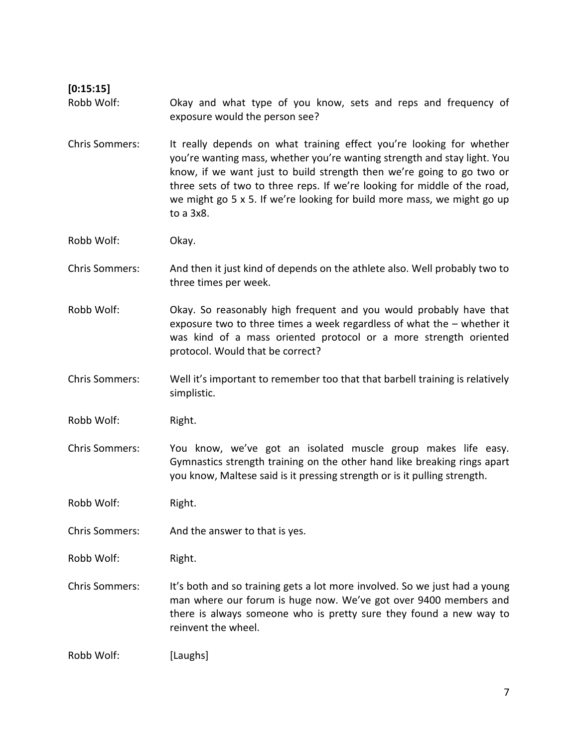**[0:15:15]**

Robb Wolf: Okay and what type of you know, sets and reps and frequency of exposure would the person see?

Chris Sommers: It really depends on what training effect you're looking for whether you're wanting mass, whether you're wanting strength and stay light. You know, if we want just to build strength then we're going to go two or three sets of two to three reps. If we're looking for middle of the road, we might go 5 x 5. If we're looking for build more mass, we might go up to a 3x8.

Robb Wolf: Okay.

Chris Sommers: And then it just kind of depends on the athlete also. Well probably two to three times per week.

Robb Wolf: Okay. So reasonably high frequent and you would probably have that exposure two to three times a week regardless of what the – whether it was kind of a mass oriented protocol or a more strength oriented protocol. Would that be correct?

Chris Sommers: Well it's important to remember too that that barbell training is relatively simplistic.

Robb Wolf: Right.

Chris Sommers: You know, we've got an isolated muscle group makes life easy. Gymnastics strength training on the other hand like breaking rings apart you know, Maltese said is it pressing strength or is it pulling strength.

Robb Wolf: Right.

Chris Sommers: And the answer to that is yes.

Robb Wolf: Right.

Chris Sommers: It's both and so training gets a lot more involved. So we just had a young man where our forum is huge now. We've got over 9400 members and there is always someone who is pretty sure they found a new way to reinvent the wheel.

Robb Wolf: [Laughs]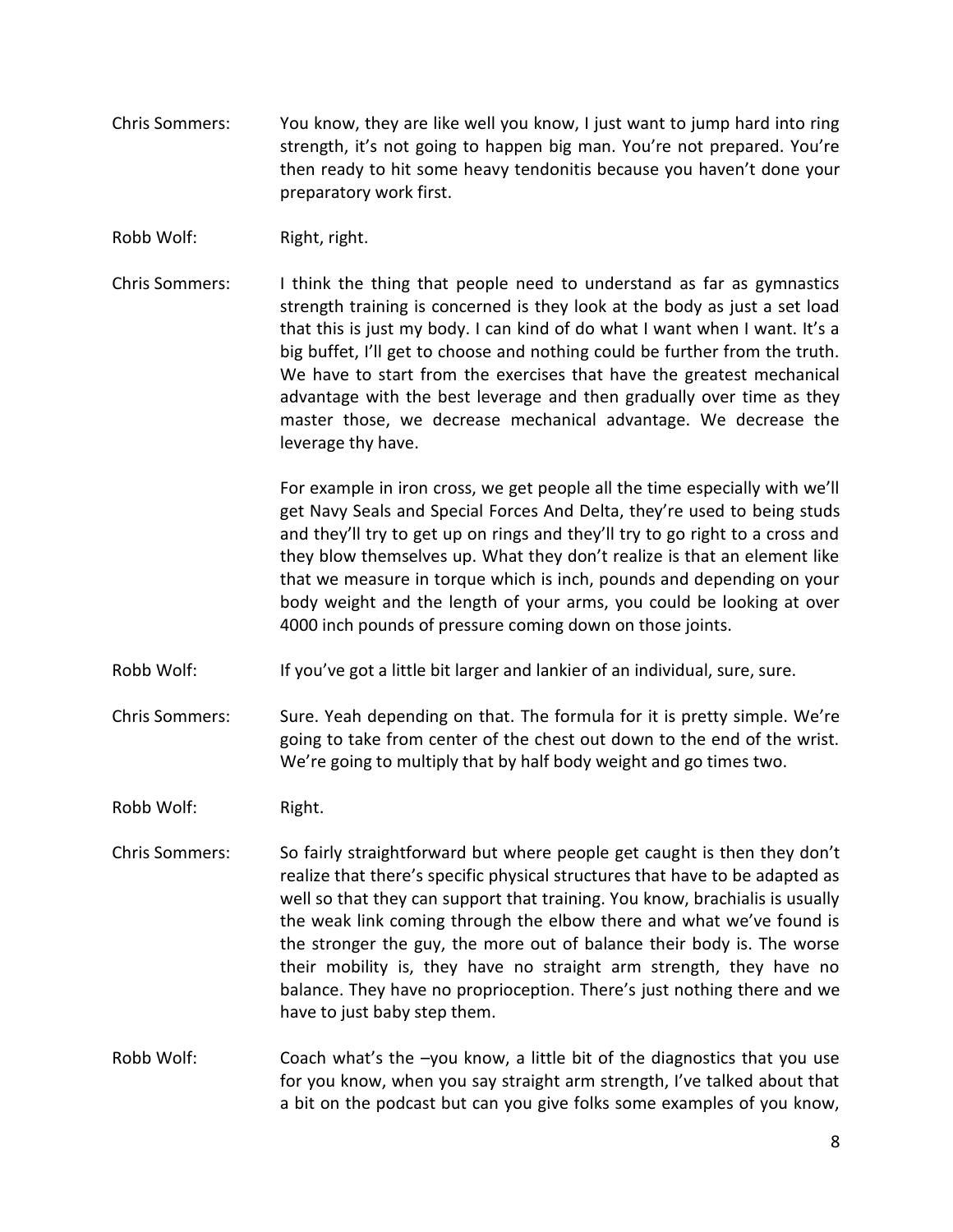Chris Sommers: You know, they are like well you know, I just want to jump hard into ring strength, it's not going to happen big man. You're not prepared. You're then ready to hit some heavy tendonitis because you haven't done your preparatory work first.

Robb Wolf: Right, right.

Chris Sommers: I think the thing that people need to understand as far as gymnastics strength training is concerned is they look at the body as just a set load that this is just my body. I can kind of do what I want when I want. It's a big buffet, I'll get to choose and nothing could be further from the truth. We have to start from the exercises that have the greatest mechanical advantage with the best leverage and then gradually over time as they master those, we decrease mechanical advantage. We decrease the leverage thy have.

For example in iron cross, we get people all the time especially with we'll get Navy Seals and Special Forces And Delta, they're used to being studs and they'll try to get up on rings and they'll try to go right to a cross and they blow themselves up. What they don't realize is that an element like that we measure in torque which is inch, pounds and depending on your body weight and the length of your arms, you could be looking at over 4000 inch pounds of pressure coming down on those joints.

Robb Wolf: If you've got a little bit larger and lankier of an individual, sure, sure.

Chris Sommers: Sure. Yeah depending on that. The formula for it is pretty simple. We're going to take from center of the chest out down to the end of the wrist. We're going to multiply that by half body weight and go times two.

Robb Wolf: Right.

Chris Sommers: So fairly straightforward but where people get caught is then they don't realize that there's specific physical structures that have to be adapted as well so that they can support that training. You know, brachialis is usually the weak link coming through the elbow there and what we've found is the stronger the guy, the more out of balance their body is. The worse their mobility is, they have no straight arm strength, they have no balance. They have no proprioception. There's just nothing there and we have to just baby step them.

Robb Wolf: Coach what's the –you know, a little bit of the diagnostics that you use for you know, when you say straight arm strength, I've talked about that a bit on the podcast but can you give folks some examples of you know,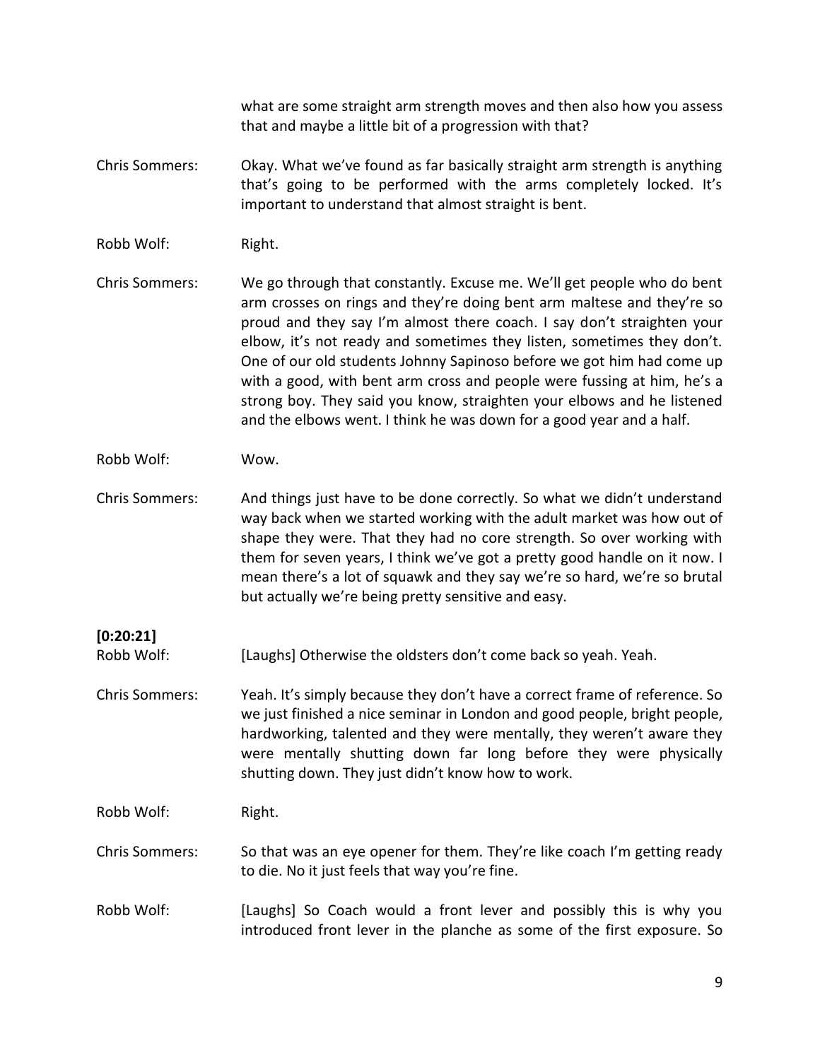what are some straight arm strength moves and then also how you assess that and maybe a little bit of a progression with that?

**Chris Sommers:** Okay. What we've found as far basically straight arm strength is anything that's going to be performed with the arms completely locked. It's important to understand that almost straight is bent.

**Robb Wolf:** Right.

**Chris Sommers:** We go through that constantly. Excuse me. We'll get people who do bent arm crosses on rings and they're doing bent arm maltese and they're so proud and they say I'm almost there coach. I say don't straighten your elbow, it's not ready and sometimes they listen, sometimes they don't. One of our old students Johnny Sapinoso before we got him had come up with a good, with bent arm cross and people were fussing at him, he's a strong boy. They said you know, straighten your elbows and he listened and the elbows went. I think he was down for a good year and a half.

**Robb Wolf:** Wow.

**Chris Sommers:** And things just have to be done correctly. So what we didn't understand way back when we started working with the adult market was how out of shape they were. That they had no core strength. So over working with them for seven years, I think we've got a pretty good handle on it now. I mean there's a lot of squawk and they say we're so hard, we're so brutal but actually we're being pretty sensitive and easy.

**[0:20:21]**

**Robb Wolf:** [Laughs] Otherwise the oldsters don't come back so yeah. Yeah.

**Chris Sommers:** Yeah. It's simply because they don't have a correct frame of reference. So we just finished a nice seminar in London and good people, bright people, hardworking, talented and they were mentally, they weren't aware they were mentally shutting down far long before they were physically shutting down. They just didn't know how to work.

**Robb Wolf:** Right.

**Chris Sommers:** So that was an eye opener for them. They're like coach I'm getting ready to die. No it just feels that way you're fine.

**Robb Wolf:** [Laughs] So Coach would a front lever and possibly this is why you introduced front lever in the planche as some of the first exposure. So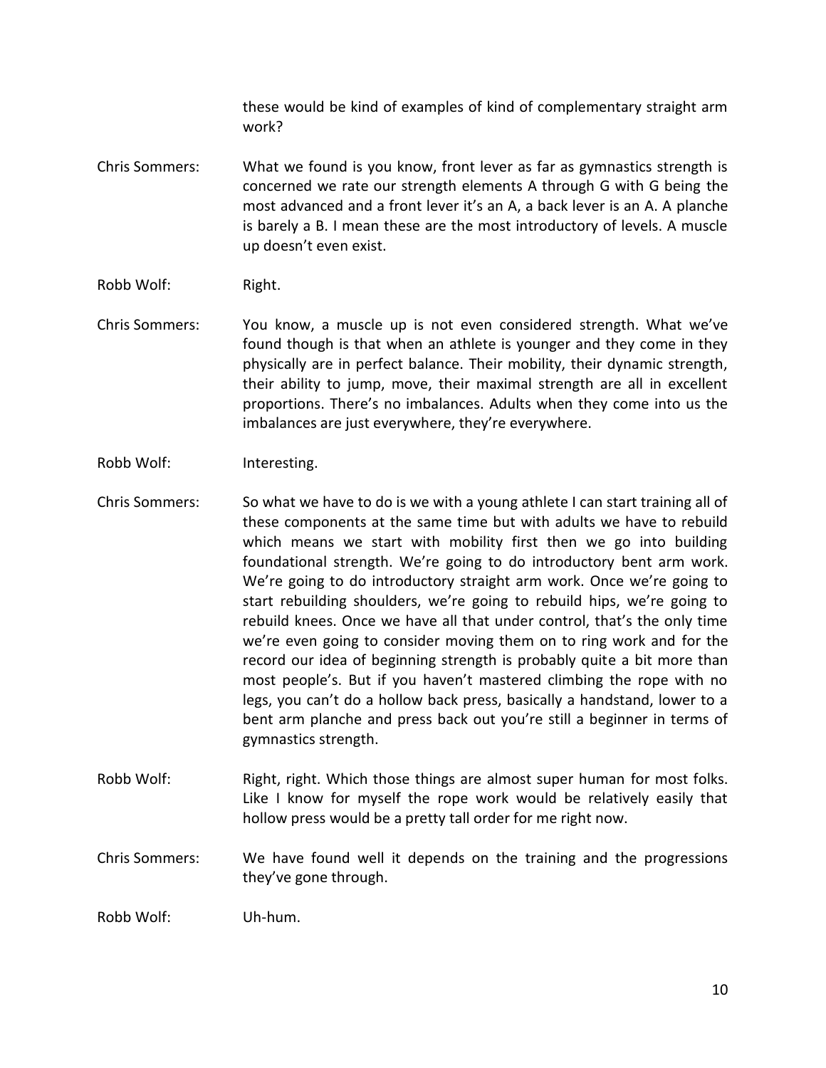these would be kind of examples of kind of complementary straight arm work?

Chris Sommers: What we found is you know, front lever as far as gymnastics strength is concerned we rate our strength elements A through G with G being the most advanced and a front lever it's an A, a back lever is an A. A planche is barely a B. I mean these are the most introductory of levels. A muscle up doesn't even exist.

Robb Wolf: Right.

Chris Sommers: You know, a muscle up is not even considered strength. What we've found though is that when an athlete is younger and they come in they physically are in perfect balance. Their mobility, their dynamic strength, their ability to jump, move, their maximal strength are all in excellent proportions. There's no imbalances. Adults when they come into us the imbalances are just everywhere, they're everywhere.

Robb Wolf: Interesting.

Chris Sommers: So what we have to do is we with a young athlete I can start training all of these components at the same time but with adults we have to rebuild which means we start with mobility first then we go into building foundational strength. We're going to do introductory bent arm work. We're going to do introductory straight arm work. Once we're going to start rebuilding shoulders, we're going to rebuild hips, we're going to rebuild knees. Once we have all that under control, that's the only time we're even going to consider moving them on to ring work and for the record our idea of beginning strength is probably quite a bit more than most people's. But if you haven't mastered climbing the rope with no legs, you can't do a hollow back press, basically a handstand, lower to a bent arm planche and press back out you're still a beginner in terms of gymnastics strength.

Robb Wolf: Right, right. Which those things are almost super human for most folks. Like I know for myself the rope work would be relatively easily that hollow press would be a pretty tall order for me right now.

Chris Sommers: We have found well it depends on the training and the progressions they've gone through.

Robb Wolf: Uh-hum.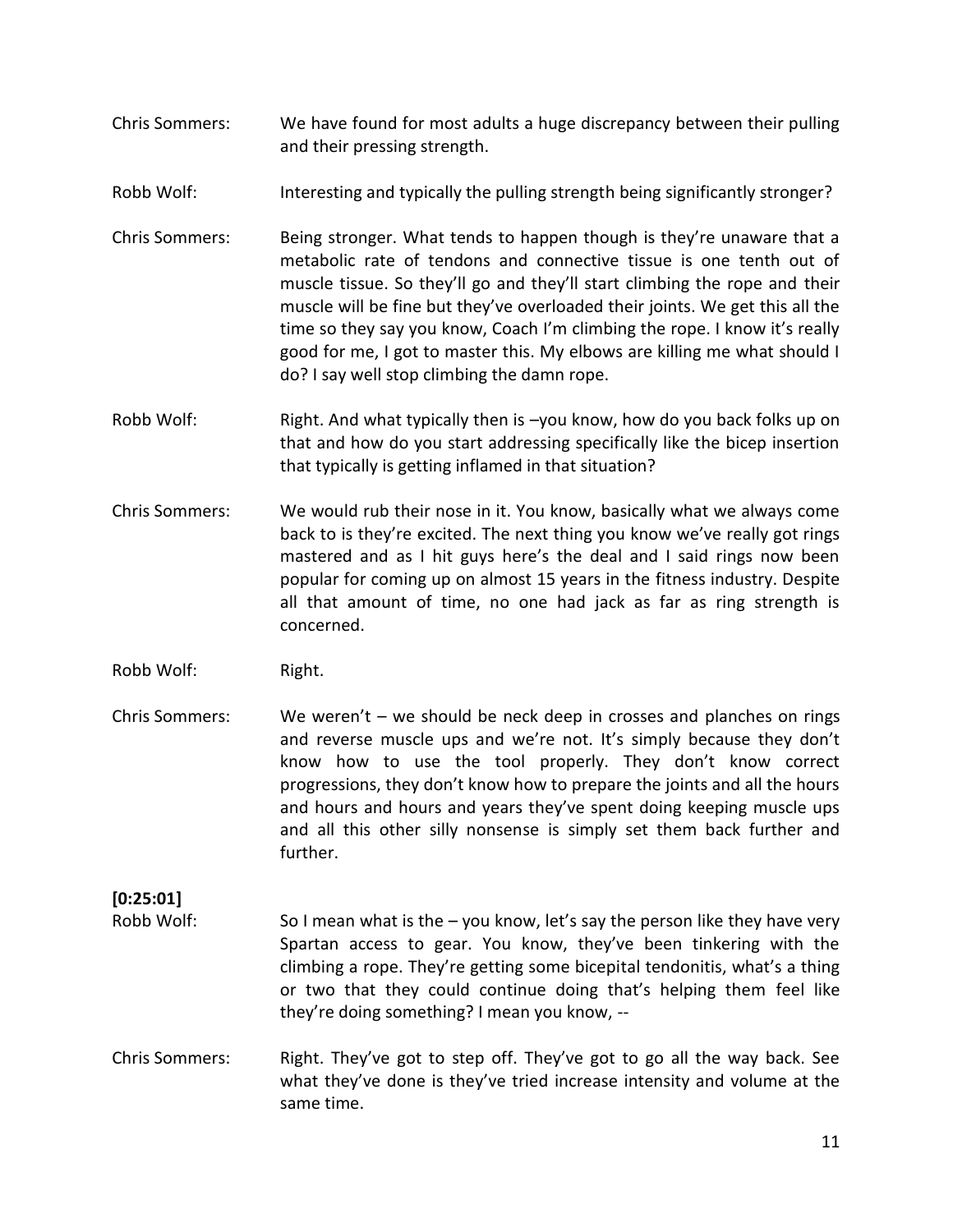Chris Sommers: We have found for most adults a huge discrepancy between their pulling and their pressing strength.

Robb Wolf: Interesting and typically the pulling strength being significantly stronger?

Chris Sommers: Being stronger. What tends to happen though is they're unaware that a metabolic rate of tendons and connective tissue is one tenth out of muscle tissue. So they'll go and they'll start climbing the rope and their muscle will be fine but they've overloaded their joints. We get this all the time so they say you know, Coach I'm climbing the rope. I know it's really good for me, I got to master this. My elbows are killing me what should I do? I say well stop climbing the damn rope.

Robb Wolf: Right. And what typically then is –you know, how do you back folks up on that and how do you start addressing specifically like the bicep insertion that typically is getting inflamed in that situation?

Chris Sommers: We would rub their nose in it. You know, basically what we always come back to is they're excited. The next thing you know we've really got rings mastered and as I hit guys here's the deal and I said rings now been popular for coming up on almost 15 years in the fitness industry. Despite all that amount of time, no one had jack as far as ring strength is concerned.

Robb Wolf: Right.

Chris Sommers: We weren't – we should be neck deep in crosses and planches on rings and reverse muscle ups and we're not. It's simply because they don't know how to use the tool properly. They don't know correct progressions, they don't know how to prepare the joints and all the hours and hours and hours and years they've spent doing keeping muscle ups and all this other silly nonsense is simply set them back further and further.

**[0:25:01]**

Robb Wolf: So I mean what is the – you know, let's say the person like they have very Spartan access to gear. You know, they've been tinkering with the climbing a rope. They're getting some bicepital tendonitis, what's a thing or two that they could continue doing that's helping them feel like they're doing something? I mean you know, --

Chris Sommers: Right. They've got to step off. They've got to go all the way back. See what they've done is they've tried increase intensity and volume at the same time.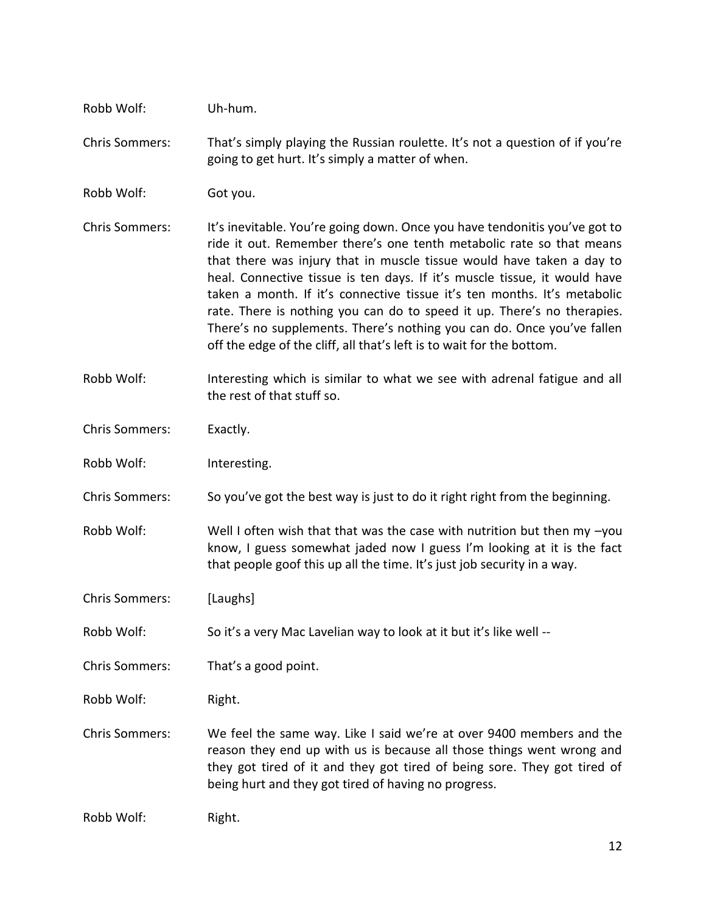Robb Wolf: Uh-hum.

Chris Sommers: That's simply playing the Russian roulette. It's not a question of if you're going to get hurt. It's simply a matter of when.

Robb Wolf: Got you.

Chris Sommers: It's inevitable. You're going down. Once you have tendonitis you've got to ride it out. Remember there's one tenth metabolic rate so that means that there was injury that in muscle tissue would have taken a day to heal. Connective tissue is ten days. If it's muscle tissue, it would have taken a month. If it's connective tissue it's ten months. It's metabolic rate. There is nothing you can do to speed it up. There's no therapies. There's no supplements. There's nothing you can do. Once you've fallen off the edge of the cliff, all that's left is to wait for the bottom.

Robb Wolf: Interesting which is similar to what we see with adrenal fatigue and all the rest of that stuff so.

Chris Sommers: Exactly.

Robb Wolf: Interesting.

Chris Sommers: So you've got the best way is just to do it right right from the beginning.

Robb Wolf: Well I often wish that that was the case with nutrition but then my –you know, I guess somewhat jaded now I guess I'm looking at it is the fact that people goof this up all the time. It's just job security in a way.

Chris Sommers: [Laughs]

Robb Wolf: So it's a very Mac Lavelian way to look at it but it's like well --

Chris Sommers: That's a good point.

Robb Wolf: Right.

Chris Sommers: We feel the same way. Like I said we're at over 9400 members and the reason they end up with us is because all those things went wrong and they got tired of it and they got tired of being sore. They got tired of being hurt and they got tired of having no progress.

Robb Wolf: Right.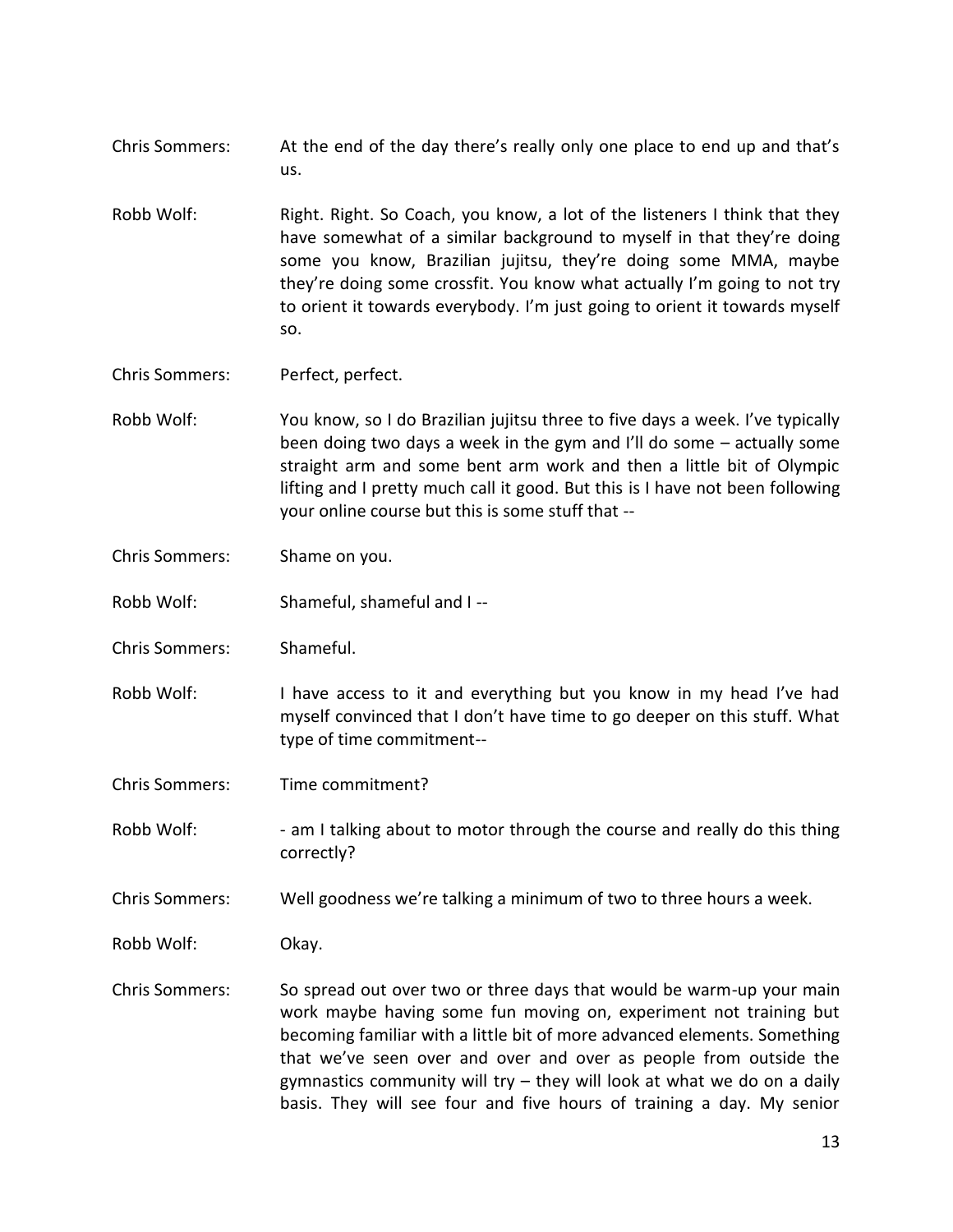**Chris Sommers:** At the end of the day there's really only one place to end up and that's us.

**Robb Wolf:** Right. Right. So Coach, you know, a lot of the listeners I think that they have somewhat of a similar background to myself in that they're doing some you know, Brazilian jujitsu, they're doing some MMA, maybe they're doing some crossfit. You know what actually I'm going to not try to orient it towards everybody. I'm just going to orient it towards myself so.

**Chris Sommers:** Perfect, perfect.

**Robb Wolf:** You know, so I do Brazilian jujitsu three to five days a week. I've typically been doing two days a week in the gym and I'll do some – actually some straight arm and some bent arm work and then a little bit of Olympic lifting and I pretty much call it good. But this is I have not been following your online course but this is some stuff that --

**Chris Sommers:** Shame on you.

**Robb Wolf:** Shameful, shameful and I --

**Chris Sommers:** Shameful.

**Robb Wolf:** I have access to it and everything but you know in my head I've had myself convinced that I don't have time to go deeper on this stuff. What type of time commitment--

**Chris Sommers:** Time commitment?

**Robb Wolf:** - am I talking about to motor through the course and really do this thing correctly?

**Chris Sommers:** Well goodness we're talking a minimum of two to three hours a week.

**Robb Wolf:** Okay.

**Chris Sommers:** So spread out over two or three days that would be warm-up your main work maybe having some fun moving on, experiment not training but becoming familiar with a little bit of more advanced elements. Something that we've seen over and over and over as people from outside the gymnastics community will try – they will look at what we do on a daily basis. They will see four and five hours of training a day. My senior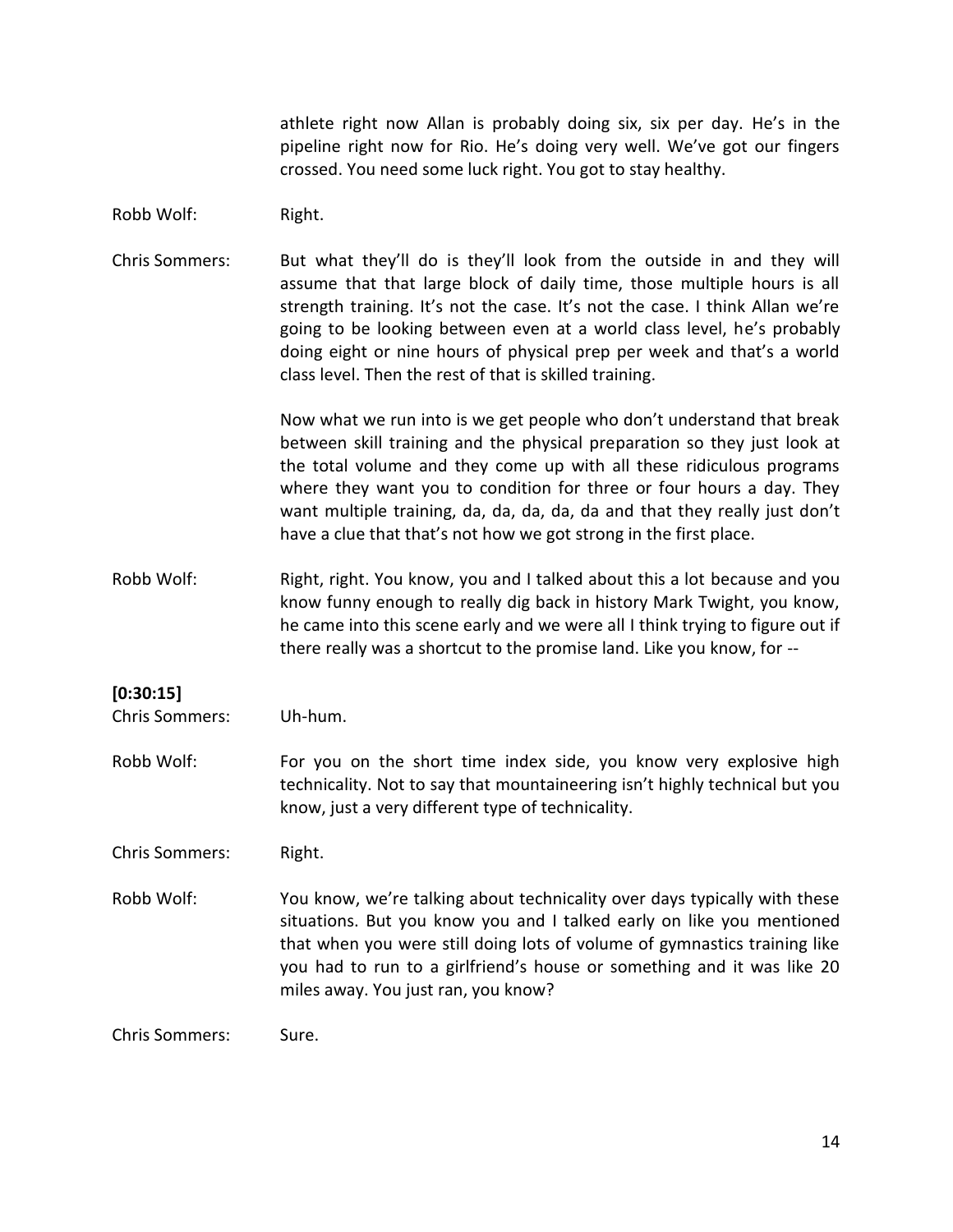athlete right now Allan is probably doing six, six per day. He's in the pipeline right now for Rio. He's doing very well. We've got our fingers crossed. You need some luck right. You got to stay healthy.

Robb Wolf: Right.

Chris Sommers: But what they'll do is they'll look from the outside in and they will assume that that large block of daily time, those multiple hours is all strength training. It's not the case. It's not the case. I think Allan we're going to be looking between even at a world class level, he's probably doing eight or nine hours of physical prep per week and that's a world class level. Then the rest of that is skilled training.

Now what we run into is we get people who don't understand that break between skill training and the physical preparation so they just look at the total volume and they come up with all these ridiculous programs where they want you to condition for three or four hours a day. They want multiple training, da, da, da, da, da and that they really just don't have a clue that that's not how we got strong in the first place.

Robb Wolf: Right, right. You know, you and I talked about this a lot because and you know funny enough to really dig back in history Mark Twight, you know, he came into this scene early and we were all I think trying to figure out if there really was a shortcut to the promise land. Like you know, for --

**[0:30:15]**

Chris Sommers: Uh-hum.

Robb Wolf: For you on the short time index side, you know very explosive high technicality. Not to say that mountaineering isn't highly technical but you know, just a very different type of technicality.

Chris Sommers: Right.

Robb Wolf: You know, we're talking about technicality over days typically with these situations. But you know you and I talked early on like you mentioned that when you were still doing lots of volume of gymnastics training like you had to run to a girlfriend's house or something and it was like 20 miles away. You just ran, you know?

Chris Sommers: Sure.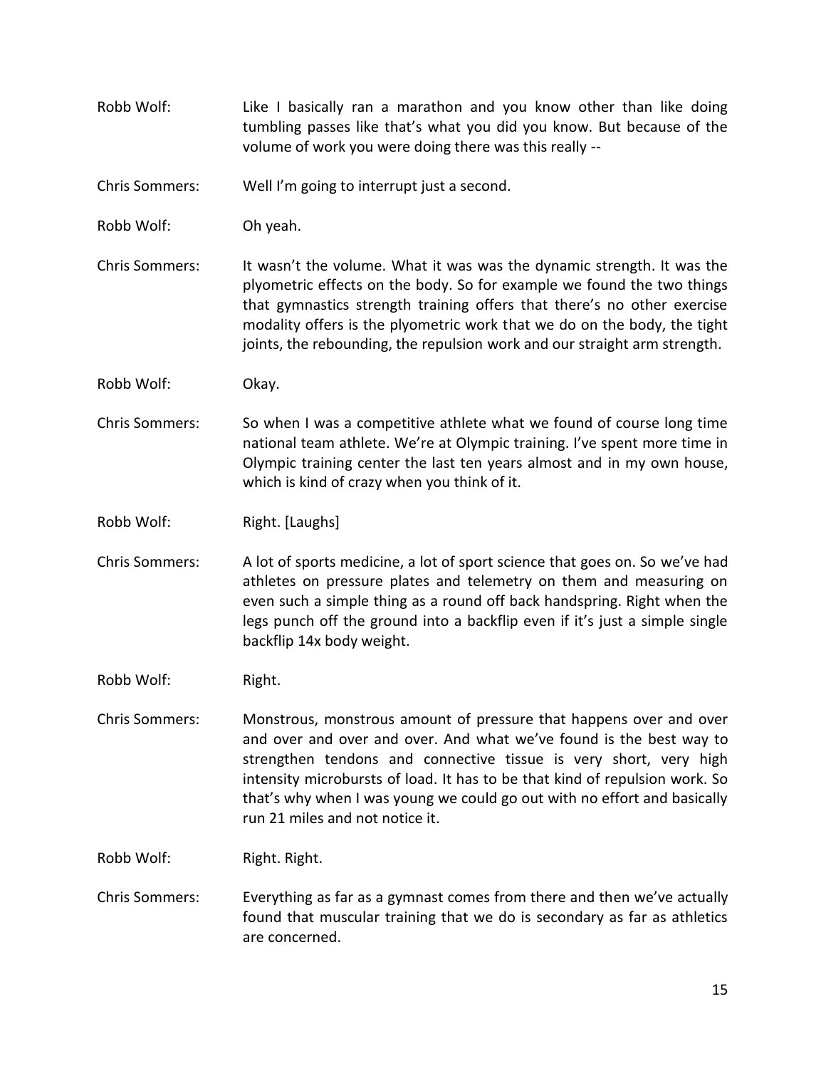**Robb Wolf:** Like I basically ran a marathon and you know other than like doing tumbling passes like that's what you did you know. But because of the volume of work you were doing there was this really --

**Chris Sommers:** Well I'm going to interrupt just a second.

**Robb Wolf:** Oh yeah.

**Chris Sommers:** It wasn't the volume. What it was was the dynamic strength. It was the plyometric effects on the body. So for example we found the two things that gymnastics strength training offers that there's no other exercise modality offers is the plyometric work that we do on the body, the tight joints, the rebounding, the repulsion work and our straight arm strength.

**Robb Wolf:** Okay.

**Chris Sommers:** So when I was a competitive athlete what we found of course long time national team athlete. We're at Olympic training. I've spent more time in Olympic training center the last ten years almost and in my own house, which is kind of crazy when you think of it.

**Robb Wolf:** Right. [Laughs]

**Chris Sommers:** A lot of sports medicine, a lot of sport science that goes on. So we've had athletes on pressure plates and telemetry on them and measuring on even such a simple thing as a round off back handspring. Right when the legs punch off the ground into a backflip even if it's just a simple single backflip 14x body weight.

**Robb Wolf:** Right.

**Chris Sommers:** Monstrous, monstrous amount of pressure that happens over and over and over and over and over. And what we've found is the best way to strengthen tendons and connective tissue is very short, very high intensity microbursts of load. It has to be that kind of repulsion work. So that's why when I was young we could go out with no effort and basically run 21 miles and not notice it.

**Robb Wolf:** Right. Right.

**Chris Sommers:** Everything as far as a gymnast comes from there and then we've actually found that muscular training that we do is secondary as far as athletics are concerned.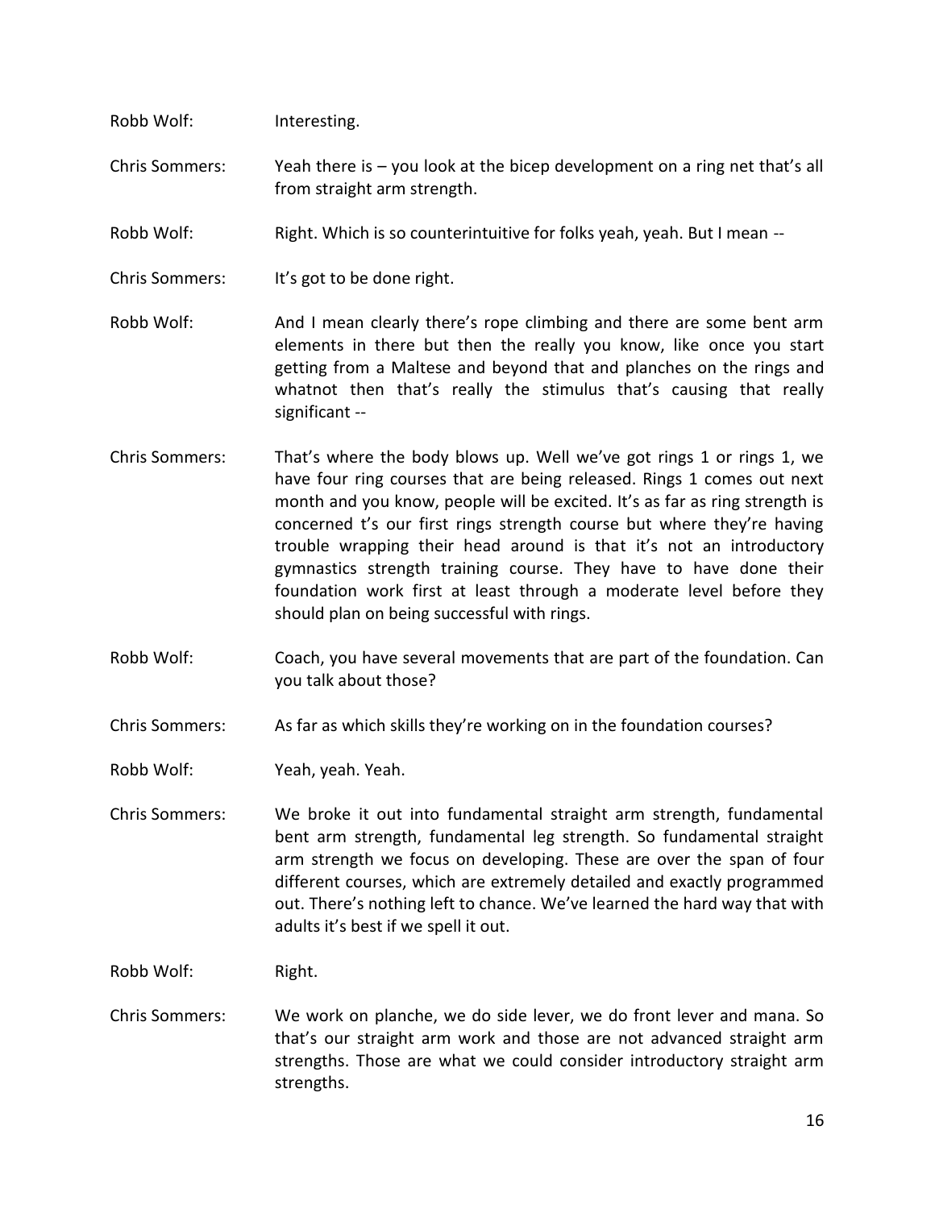Robb Wolf: Interesting.

Chris Sommers: Yeah there is – you look at the bicep development on a ring net that's all from straight arm strength.

Robb Wolf: Right. Which is so counterintuitive for folks yeah, yeah. But I mean --

Chris Sommers: It's got to be done right.

Robb Wolf: And I mean clearly there's rope climbing and there are some bent arm elements in there but then the really you know, like once you start getting from a Maltese and beyond that and planches on the rings and whatnot then that's really the stimulus that's causing that really significant --

Chris Sommers: That's where the body blows up. Well we've got rings 1 or rings 1, we have four ring courses that are being released. Rings 1 comes out next month and you know, people will be excited. It's as far as ring strength is concerned t's our first rings strength course but where they're having trouble wrapping their head around is that it's not an introductory gymnastics strength training course. They have to have done their foundation work first at least through a moderate level before they should plan on being successful with rings.

Robb Wolf: Coach, you have several movements that are part of the foundation. Can you talk about those?

Chris Sommers: As far as which skills they're working on in the foundation courses?

Robb Wolf: Yeah, yeah. Yeah.

Chris Sommers: We broke it out into fundamental straight arm strength, fundamental bent arm strength, fundamental leg strength. So fundamental straight arm strength we focus on developing. These are over the span of four different courses, which are extremely detailed and exactly programmed out. There's nothing left to chance. We've learned the hard way that with adults it's best if we spell it out.

Robb Wolf: Right.

Chris Sommers: We work on planche, we do side lever, we do front lever and mana. So that's our straight arm work and those are not advanced straight arm strengths. Those are what we could consider introductory straight arm strengths.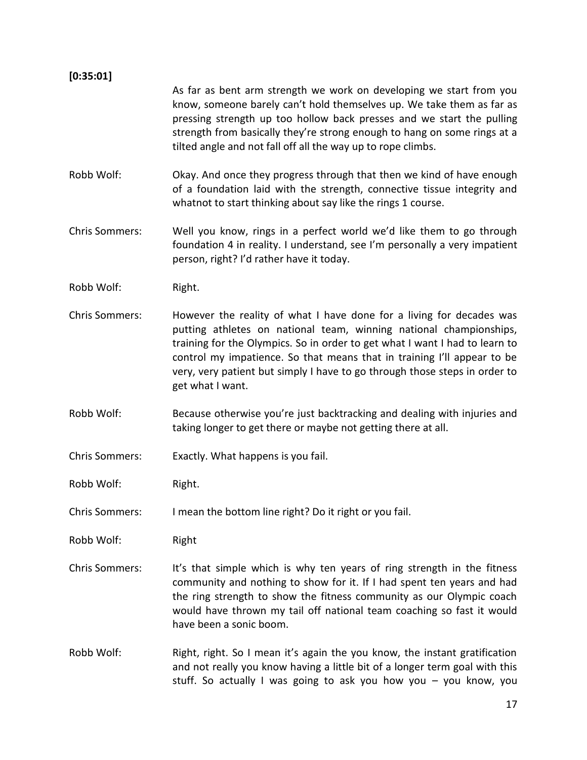**[0:35:01]**

As far as bent arm strength we work on developing we start from you know, someone barely can't hold themselves up. We take them as far as pressing strength up too hollow back presses and we start the pulling strength from basically they're strong enough to hang on some rings at a tilted angle and not fall off all the way up to rope climbs.

Robb Wolf: Okay. And once they progress through that then we kind of have enough of a foundation laid with the strength, connective tissue integrity and whatnot to start thinking about say like the rings 1 course.

Chris Sommers: Well you know, rings in a perfect world we'd like them to go through foundation 4 in reality. I understand, see I'm personally a very impatient person, right? I'd rather have it today.

Robb Wolf: Right.

Chris Sommers: However the reality of what I have done for a living for decades was putting athletes on national team, winning national championships, training for the Olympics. So in order to get what I want I had to learn to control my impatience. So that means that in training I'll appear to be very, very patient but simply I have to go through those steps in order to get what I want.

Robb Wolf: Because otherwise you're just backtracking and dealing with injuries and taking longer to get there or maybe not getting there at all.

Chris Sommers: Exactly. What happens is you fail.

Robb Wolf: Right.

Chris Sommers: I mean the bottom line right? Do it right or you fail.

Robb Wolf: Right

Chris Sommers: It's that simple which is why ten years of ring strength in the fitness community and nothing to show for it. If I had spent ten years and had the ring strength to show the fitness community as our Olympic coach would have thrown my tail off national team coaching so fast it would have been a sonic boom.

Robb Wolf: Right, right. So I mean it's again the you know, the instant gratification and not really you know having a little bit of a longer term goal with this stuff. So actually I was going to ask you how you – you know, you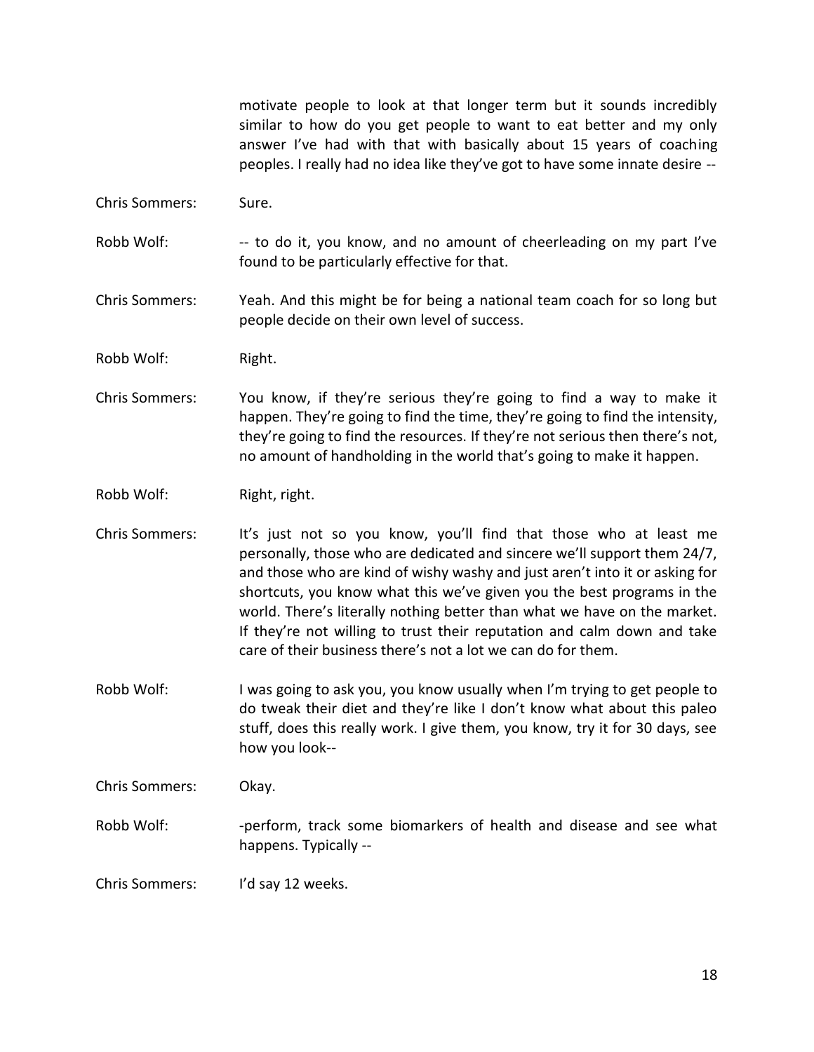motivate people to look at that longer term but it sounds incredibly similar to how do you get people to want to eat better and my only answer I've had with that with basically about 15 years of coaching peoples. I really had no idea like they've got to have some innate desire --

Chris Sommers: Sure.

Robb Wolf: -- to do it, you know, and no amount of cheerleading on my part I've found to be particularly effective for that.

Chris Sommers: Yeah. And this might be for being a national team coach for so long but people decide on their own level of success.

Robb Wolf: Right.

Chris Sommers: You know, if they're serious they're going to find a way to make it happen. They're going to find the time, they're going to find the intensity, they're going to find the resources. If they're not serious then there's not, no amount of handholding in the world that's going to make it happen.

Robb Wolf: Right, right.

Chris Sommers: It's just not so you know, you'll find that those who at least me personally, those who are dedicated and sincere we'll support them 24/7, and those who are kind of wishy washy and just aren't into it or asking for shortcuts, you know what this we've given you the best programs in the world. There's literally nothing better than what we have on the market. If they're not willing to trust their reputation and calm down and take care of their business there's not a lot we can do for them.

Robb Wolf: I was going to ask you, you know usually when I'm trying to get people to do tweak their diet and they're like I don't know what about this paleo stuff, does this really work. I give them, you know, try it for 30 days, see how you look--

Chris Sommers: Okay.

Robb Wolf: -perform, track some biomarkers of health and disease and see what happens. Typically --

Chris Sommers: I'd say 12 weeks.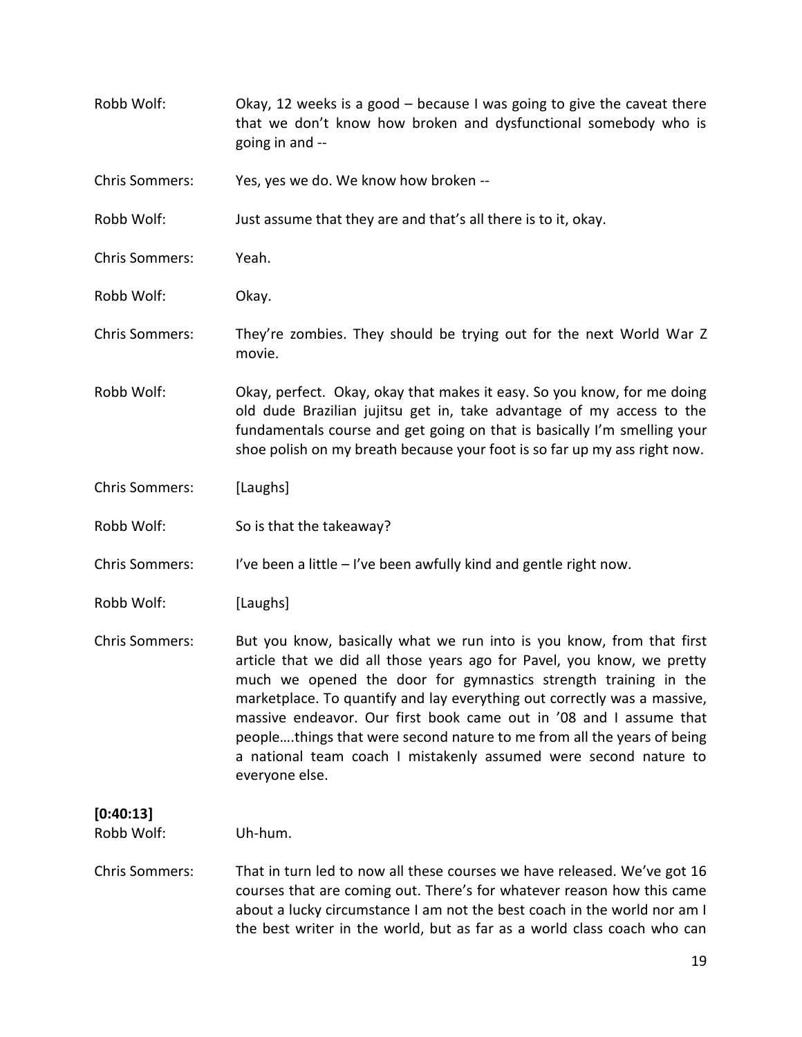Robb Wolf: Okay, 12 weeks is a good – because I was going to give the caveat there that we don't know how broken and dysfunctional somebody who is going in and --

Chris Sommers: Yes, yes we do. We know how broken --

Robb Wolf: Just assume that they are and that's all there is to it, okay.

Chris Sommers: Yeah.

Robb Wolf: Okay.

Chris Sommers: They're zombies. They should be trying out for the next World War Z movie.

Robb Wolf: Okay, perfect. Okay, okay that makes it easy. So you know, for me doing old dude Brazilian jujitsu get in, take advantage of my access to the fundamentals course and get going on that is basically I'm smelling your shoe polish on my breath because your foot is so far up my ass right now.

Chris Sommers: [Laughs]

Robb Wolf: So is that the takeaway?

Chris Sommers: I've been a little – I've been awfully kind and gentle right now.

Robb Wolf: [Laughs]

Chris Sommers: But you know, basically what we run into is you know, from that first article that we did all those years ago for Pavel, you know, we pretty much we opened the door for gymnastics strength training in the marketplace. To quantify and lay everything out correctly was a massive, massive endeavor. Our first book came out in '08 and I assume that people….things that were second nature to me from all the years of being a national team coach I mistakenly assumed were second nature to everyone else.

**[0:40:13]**

Robb Wolf: Uh-hum.

Chris Sommers: That in turn led to now all these courses we have released. We've got 16 courses that are coming out. There's for whatever reason how this came about a lucky circumstance I am not the best coach in the world nor am I the best writer in the world, but as far as a world class coach who can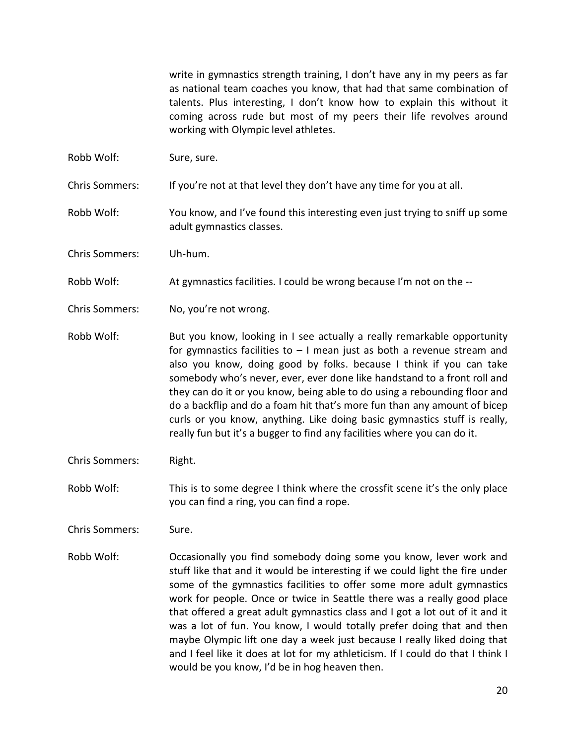write in gymnastics strength training, I don't have any in my peers as far as national team coaches you know, that had that same combination of talents. Plus interesting, I don't know how to explain this without it coming across rude but most of my peers their life revolves around working with Olympic level athletes.

Robb Wolf: Sure, sure.

Chris Sommers: If you're not at that level they don't have any time for you at all.

Robb Wolf: You know, and I've found this interesting even just trying to sniff up some adult gymnastics classes.

Chris Sommers: Uh-hum.

Robb Wolf: At gymnastics facilities. I could be wrong because I'm not on the --

Chris Sommers: No, you're not wrong.

Robb Wolf: But you know, looking in I see actually a really remarkable opportunity for gymnastics facilities to – I mean just as both a revenue stream and also you know, doing good by folks. because I think if you can take somebody who's never, ever, ever done like handstand to a front roll and they can do it or you know, being able to do using a rebounding floor and do a backflip and do a foam hit that's more fun than any amount of bicep curls or you know, anything. Like doing basic gymnastics stuff is really, really fun but it's a bugger to find any facilities where you can do it.

Chris Sommers: Right.

Robb Wolf: This is to some degree I think where the crossfit scene it's the only place you can find a ring, you can find a rope.

Chris Sommers: Sure.

Robb Wolf: Occasionally you find somebody doing some you know, lever work and stuff like that and it would be interesting if we could light the fire under some of the gymnastics facilities to offer some more adult gymnastics work for people. Once or twice in Seattle there was a really good place that offered a great adult gymnastics class and I got a lot out of it and it was a lot of fun. You know, I would totally prefer doing that and then maybe Olympic lift one day a week just because I really liked doing that and I feel like it does at lot for my athleticism. If I could do that I think I would be you know, I'd be in hog heaven then.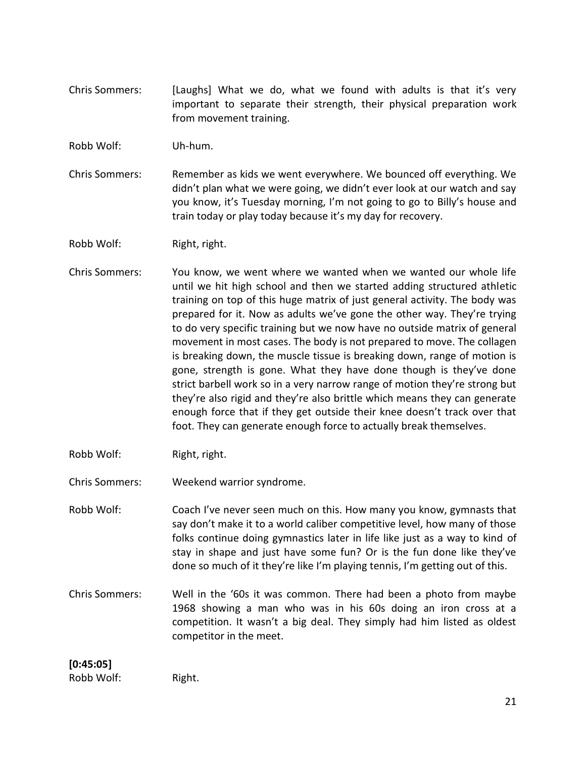Chris Sommers: [Laughs] What we do, what we found with adults is that it's very important to separate their strength, their physical preparation work from movement training.

Robb Wolf: Uh-hum.

Chris Sommers: Remember as kids we went everywhere. We bounced off everything. We didn't plan what we were going, we didn't ever look at our watch and say you know, it's Tuesday morning, I'm not going to go to Billy's house and train today or play today because it's my day for recovery.

Robb Wolf: Right, right.

Chris Sommers: You know, we went where we wanted when we wanted our whole life until we hit high school and then we started adding structured athletic training on top of this huge matrix of just general activity. The body was prepared for it. Now as adults we've gone the other way. They're trying to do very specific training but we now have no outside matrix of general movement in most cases. The body is not prepared to move. The collagen is breaking down, the muscle tissue is breaking down, range of motion is gone, strength is gone. What they have done though is they've done strict barbell work so in a very narrow range of motion they're strong but they're also rigid and they're also brittle which means they can generate enough force that if they get outside their knee doesn't track over that foot. They can generate enough force to actually break themselves.

Robb Wolf: Right, right.

Chris Sommers: Weekend warrior syndrome.

Robb Wolf: Coach I've never seen much on this. How many you know, gymnasts that say don't make it to a world caliber competitive level, how many of those folks continue doing gymnastics later in life like just as a way to kind of stay in shape and just have some fun? Or is the fun done like they've done so much of it they're like I'm playing tennis, I'm getting out of this.

Chris Sommers: Well in the '60s it was common. There had been a photo from maybe 1968 showing a man who was in his 60s doing an iron cross at a competition. It wasn't a big deal. They simply had him listed as oldest competitor in the meet.

**[0:45:05]**

Robb Wolf: Right.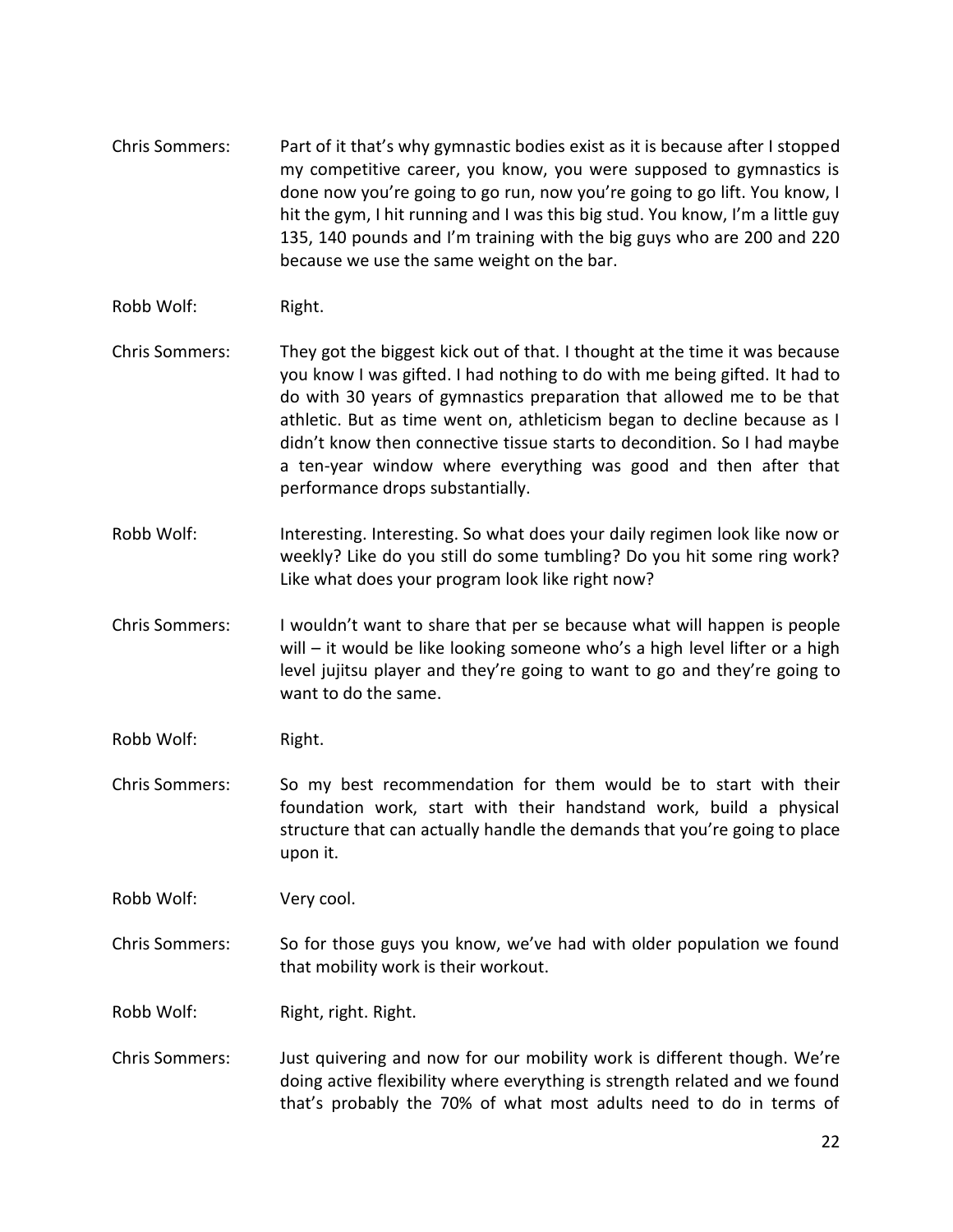**Chris Sommers:** Part of it that's why gymnastic bodies exist as it is because after I stopped my competitive career, you know, you were supposed to gymnastics is done now you're going to go run, now you're going to go lift. You know, I hit the gym, I hit running and I was this big stud. You know, I'm a little guy 135, 140 pounds and I'm training with the big guys who are 200 and 220 because we use the same weight on the bar.

**Robb Wolf:** Right.

**Chris Sommers:** They got the biggest kick out of that. I thought at the time it was because you know I was gifted. I had nothing to do with me being gifted. It had to do with 30 years of gymnastics preparation that allowed me to be that athletic. But as time went on, athleticism began to decline because as I didn't know then connective tissue starts to decondition. So I had maybe a ten-year window where everything was good and then after that performance drops substantially.

**Robb Wolf:** Interesting. Interesting. So what does your daily regimen look like now or weekly? Like do you still do some tumbling? Do you hit some ring work? Like what does your program look like right now?

**Chris Sommers:** I wouldn't want to share that per se because what will happen is people will – it would be like looking someone who's a high level lifter or a high level jujitsu player and they're going to want to go and they're going to want to do the same.

**Robb Wolf:** Right.

**Chris Sommers:** So my best recommendation for them would be to start with their foundation work, start with their handstand work, build a physical structure that can actually handle the demands that you're going to place upon it.

**Robb Wolf:** Very cool.

**Chris Sommers:** So for those guys you know, we've had with older population we found that mobility work is their workout.

**Robb Wolf:** Right, right. Right.

**Chris Sommers:** Just quivering and now for our mobility work is different though. We're doing active flexibility where everything is strength related and we found that's probably the 70% of what most adults need to do in terms of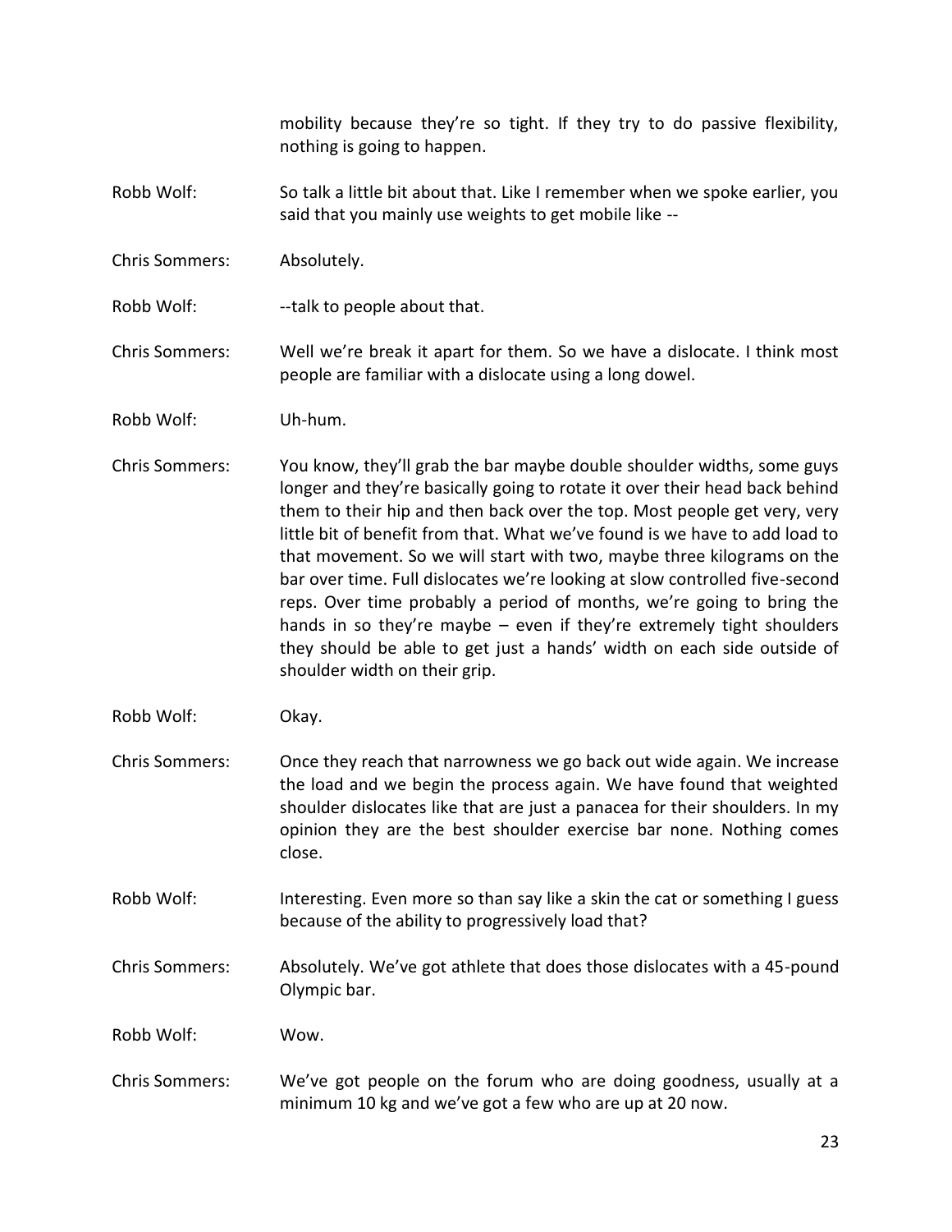mobility because they're so tight. If they try to do passive flexibility, nothing is going to happen.

Robb Wolf: So talk a little bit about that. Like I remember when we spoke earlier, you said that you mainly use weights to get mobile like --

Chris Sommers: Absolutely.

Robb Wolf: --talk to people about that.

Chris Sommers: Well we're break it apart for them. So we have a dislocate. I think most people are familiar with a dislocate using a long dowel.

Robb Wolf: Uh-hum.

Chris Sommers: You know, they'll grab the bar maybe double shoulder widths, some guys longer and they're basically going to rotate it over their head back behind them to their hip and then back over the top. Most people get very, very little bit of benefit from that. What we've found is we have to add load to that movement. So we will start with two, maybe three kilograms on the bar over time. Full dislocates we're looking at slow controlled five-second reps. Over time probably a period of months, we're going to bring the hands in so they're maybe – even if they're extremely tight shoulders they should be able to get just a hands' width on each side outside of shoulder width on their grip.

Robb Wolf: Okay.

Chris Sommers: Once they reach that narrowness we go back out wide again. We increase the load and we begin the process again. We have found that weighted shoulder dislocates like that are just a panacea for their shoulders. In my opinion they are the best shoulder exercise bar none. Nothing comes close.

Robb Wolf: Interesting. Even more so than say like a skin the cat or something I guess because of the ability to progressively load that?

Chris Sommers: Absolutely. We've got athlete that does those dislocates with a 45-pound Olympic bar.

Robb Wolf: Wow.

Chris Sommers: We've got people on the forum who are doing goodness, usually at a minimum 10 kg and we've got a few who are up at 20 now.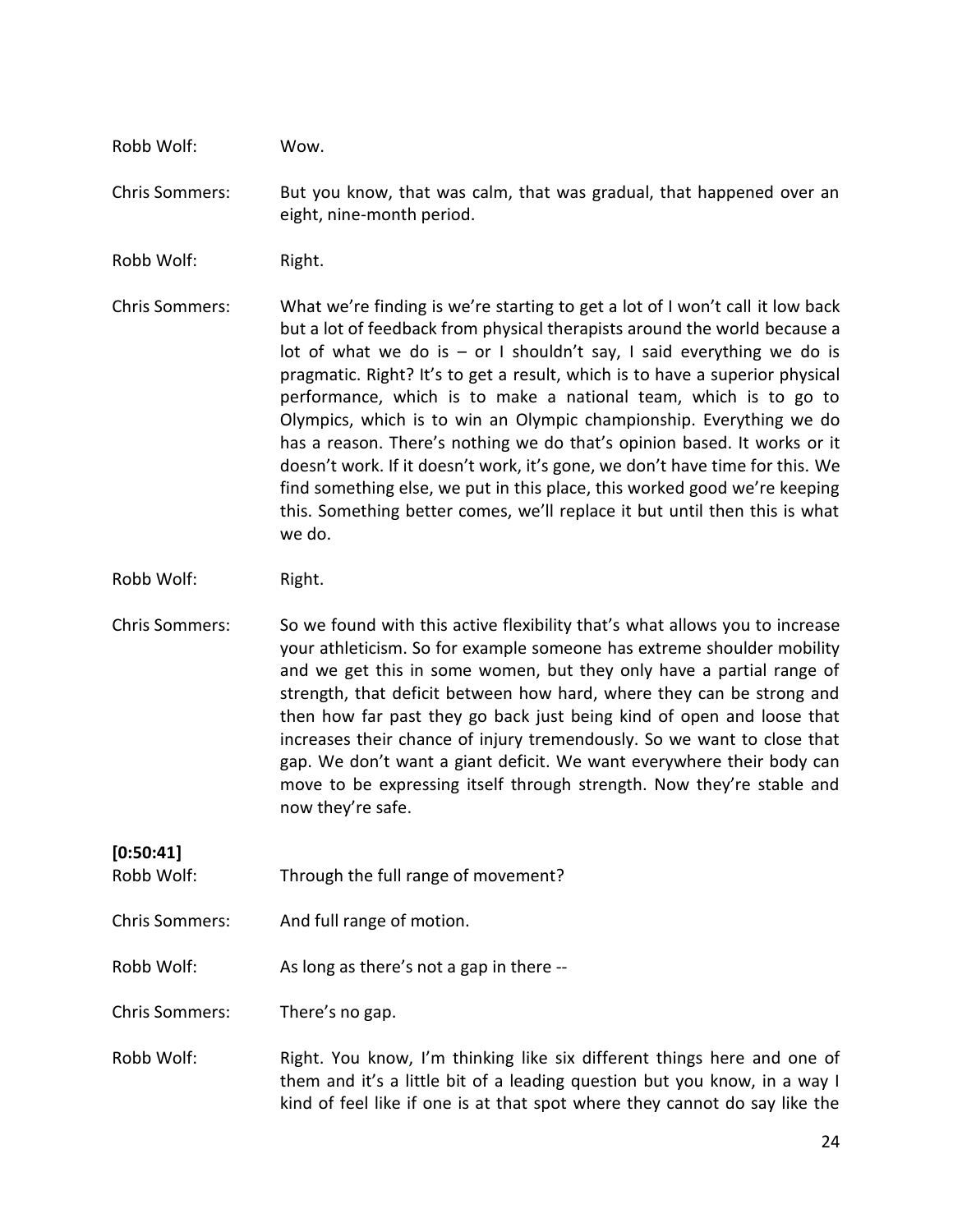Robb Wolf: Wow.

Chris Sommers: But you know, that was calm, that was gradual, that happened over an eight, nine-month period.

Robb Wolf: Right.

Chris Sommers: What we're finding is we're starting to get a lot of I won't call it low back but a lot of feedback from physical therapists around the world because a lot of what we do is – or I shouldn't say, I said everything we do is pragmatic. Right? It's to get a result, which is to have a superior physical performance, which is to make a national team, which is to go to Olympics, which is to win an Olympic championship. Everything we do has a reason. There's nothing we do that's opinion based. It works or it doesn't work. If it doesn't work, it's gone, we don't have time for this. We find something else, we put in this place, this worked good we're keeping this. Something better comes, we'll replace it but until then this is what we do.

Robb Wolf: Right.

Chris Sommers: So we found with this active flexibility that's what allows you to increase your athleticism. So for example someone has extreme shoulder mobility and we get this in some women, but they only have a partial range of strength, that deficit between how hard, where they can be strong and then how far past they go back just being kind of open and loose that increases their chance of injury tremendously. So we want to close that gap. We don't want a giant deficit. We want everywhere their body can move to be expressing itself through strength. Now they're stable and now they're safe.

**[0:50:41]**

Robb Wolf: Through the full range of movement?

Chris Sommers: And full range of motion.

Robb Wolf: As long as there's not a gap in there --

Chris Sommers: There's no gap.

Robb Wolf: Right. You know, I'm thinking like six different things here and one of them and it's a little bit of a leading question but you know, in a way I kind of feel like if one is at that spot where they cannot do say like the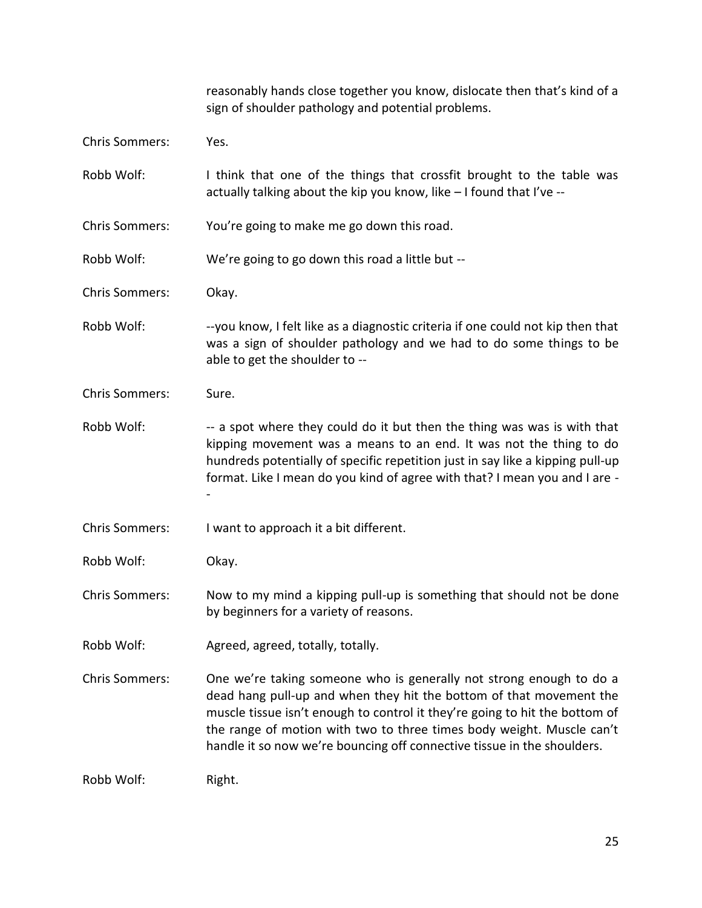reasonably hands close together you know, dislocate then that's kind of a sign of shoulder pathology and potential problems.

**Chris Sommers:** Yes.

**Robb Wolf:** I think that one of the things that crossfit brought to the table was actually talking about the kip you know, like – I found that I've --

**Chris Sommers:** You're going to make me go down this road.

**Robb Wolf:** We're going to go down this road a little but --

**Chris Sommers:** Okay.

**Robb Wolf:** --you know, I felt like as a diagnostic criteria if one could not kip then that was a sign of shoulder pathology and we had to do some things to be able to get the shoulder to --

**Chris Sommers:** Sure.

**Robb Wolf:** -- a spot where they could do it but then the thing was was is with that kipping movement was a means to an end. It was not the thing to do hundreds potentially of specific repetition just in say like a kipping pull-up format. Like I mean do you kind of agree with that? I mean you and I are --

**Chris Sommers:** I want to approach it a bit different.

**Robb Wolf:** Okay.

**Chris Sommers:** Now to my mind a kipping pull-up is something that should not be done by beginners for a variety of reasons.

**Robb Wolf:** Agreed, agreed, totally, totally.

**Chris Sommers:** One we're taking someone who is generally not strong enough to do a dead hang pull-up and when they hit the bottom of that movement the muscle tissue isn't enough to control it they're going to hit the bottom of the range of motion with two to three times body weight. Muscle can't handle it so now we're bouncing off connective tissue in the shoulders.

**Robb Wolf:** Right.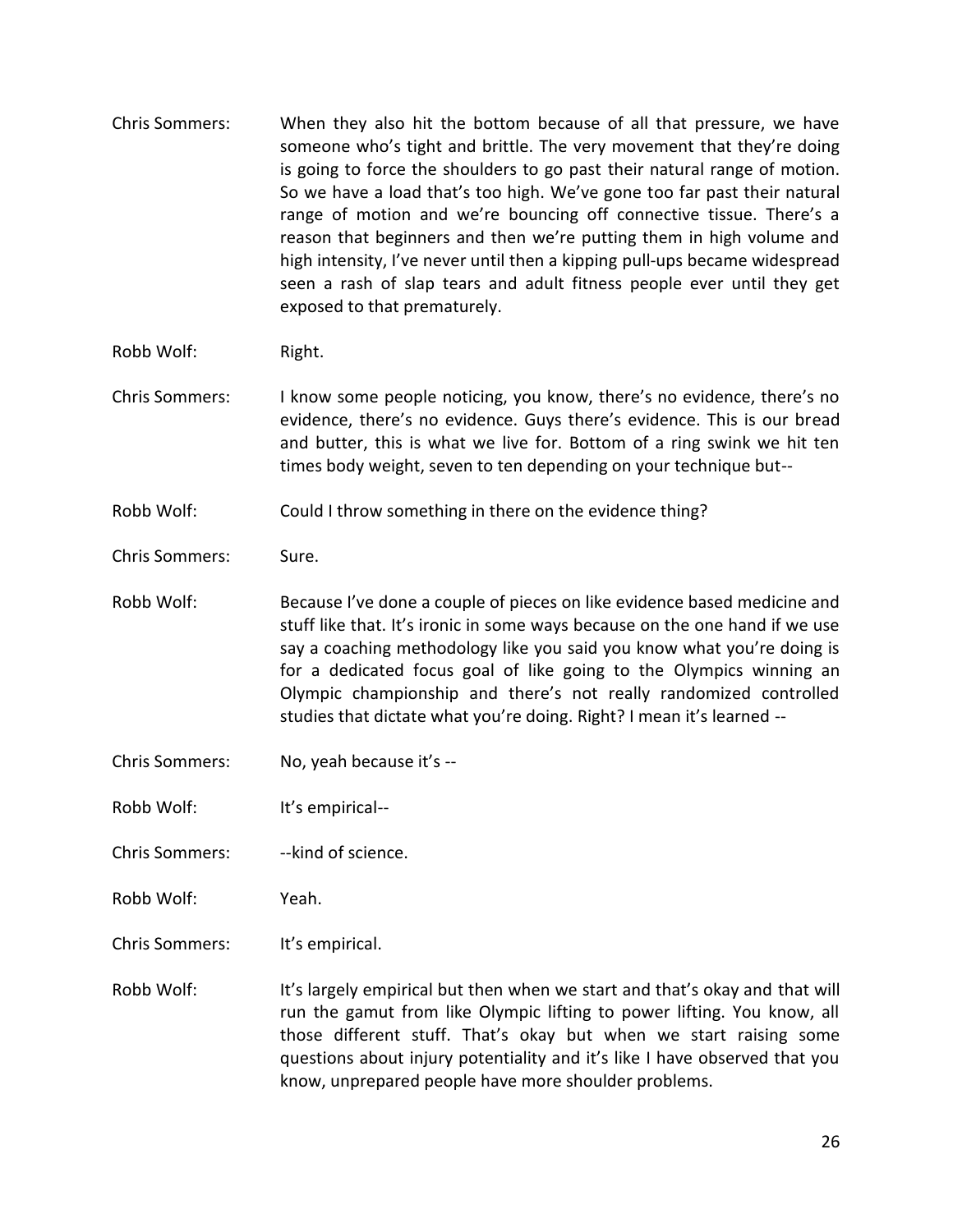Chris Sommers: When they also hit the bottom because of all that pressure, we have someone who's tight and brittle. The very movement that they're doing is going to force the shoulders to go past their natural range of motion. So we have a load that's too high. We've gone too far past their natural range of motion and we're bouncing off connective tissue. There's a reason that beginners and then we're putting them in high volume and high intensity, I've never until then a kipping pull-ups became widespread seen a rash of slap tears and adult fitness people ever until they get exposed to that prematurely.

Robb Wolf: Right.

Chris Sommers: I know some people noticing, you know, there's no evidence, there's no evidence, there's no evidence. Guys there's evidence. This is our bread and butter, this is what we live for. Bottom of a ring swink we hit ten times body weight, seven to ten depending on your technique but--

Robb Wolf: Could I throw something in there on the evidence thing?

Chris Sommers: Sure.

Robb Wolf: Because I've done a couple of pieces on like evidence based medicine and stuff like that. It's ironic in some ways because on the one hand if we use say a coaching methodology like you said you know what you're doing is for a dedicated focus goal of like going to the Olympics winning an Olympic championship and there's not really randomized controlled studies that dictate what you're doing. Right? I mean it's learned --

Chris Sommers: No, yeah because it's --

Robb Wolf: It's empirical--

Chris Sommers: --kind of science.

Robb Wolf: Yeah.

Chris Sommers: It's empirical.

Robb Wolf: It's largely empirical but then when we start and that's okay and that will run the gamut from like Olympic lifting to power lifting. You know, all those different stuff. That's okay but when we start raising some questions about injury potentiality and it's like I have observed that you know, unprepared people have more shoulder problems.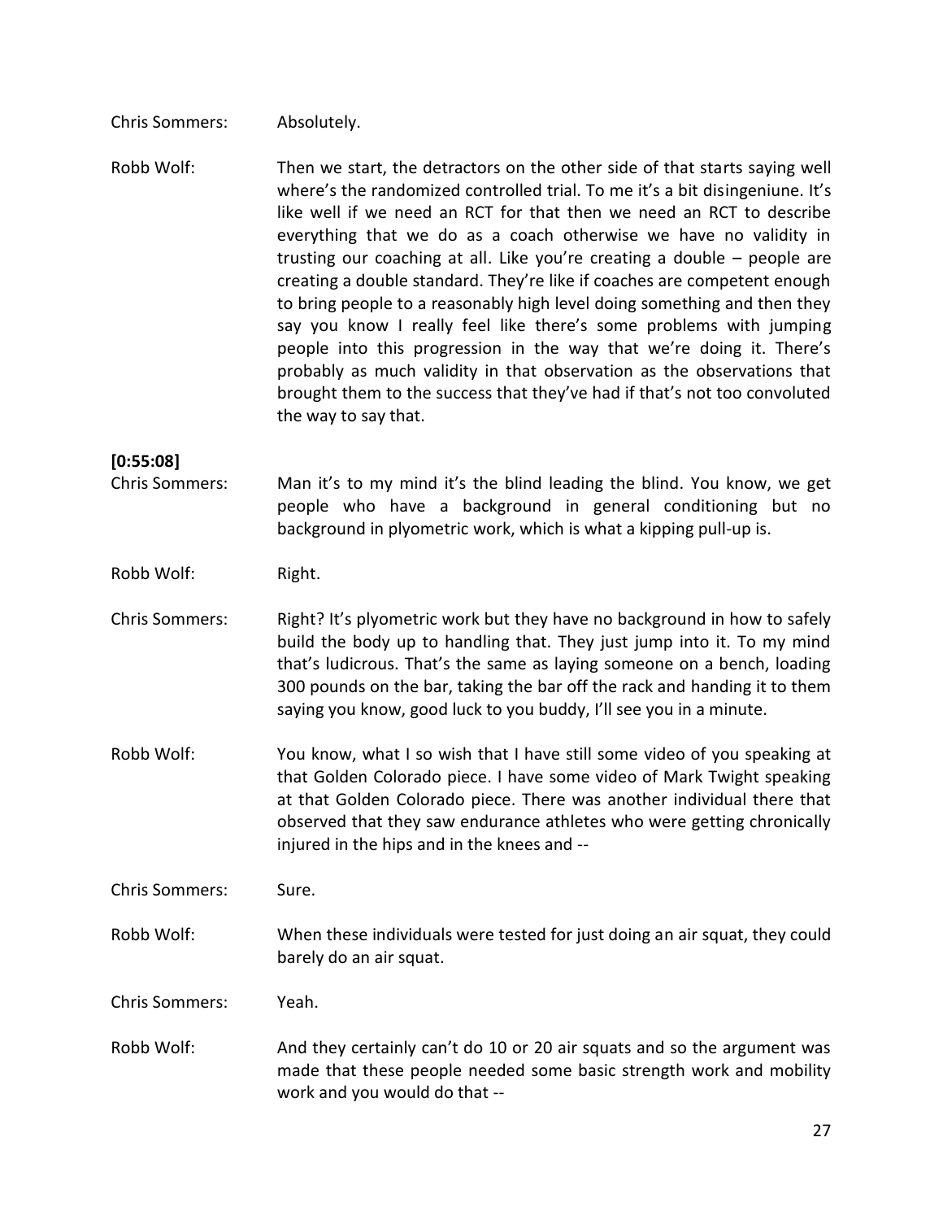Chris Sommers: Absolutely.

Robb Wolf: Then we start, the detractors on the other side of that starts saying well where's the randomized controlled trial. To me it's a bit disingeniune. It's like well if we need an RCT for that then we need an RCT to describe everything that we do as a coach otherwise we have no validity in trusting our coaching at all. Like you're creating a double – people are creating a double standard. They're like if coaches are competent enough to bring people to a reasonably high level doing something and then they say you know I really feel like there's some problems with jumping people into this progression in the way that we're doing it. There's probably as much validity in that observation as the observations that brought them to the success that they've had if that's not too convoluted the way to say that.

**[0:55:08]**

Chris Sommers: Man it's to my mind it's the blind leading the blind. You know, we get people who have a background in general conditioning but no background in plyometric work, which is what a kipping pull-up is.

Robb Wolf: Right.

Chris Sommers: Right? It's plyometric work but they have no background in how to safely build the body up to handling that. They just jump into it. To my mind that's ludicrous. That's the same as laying someone on a bench, loading 300 pounds on the bar, taking the bar off the rack and handing it to them saying you know, good luck to you buddy, I'll see you in a minute.

Robb Wolf: You know, what I so wish that I have still some video of you speaking at that Golden Colorado piece. I have some video of Mark Twight speaking at that Golden Colorado piece. There was another individual there that observed that they saw endurance athletes who were getting chronically injured in the hips and in the knees and --

Chris Sommers: Sure.

Robb Wolf: When these individuals were tested for just doing an air squat, they could barely do an air squat.

Chris Sommers: Yeah.

Robb Wolf: And they certainly can't do 10 or 20 air squats and so the argument was made that these people needed some basic strength work and mobility work and you would do that --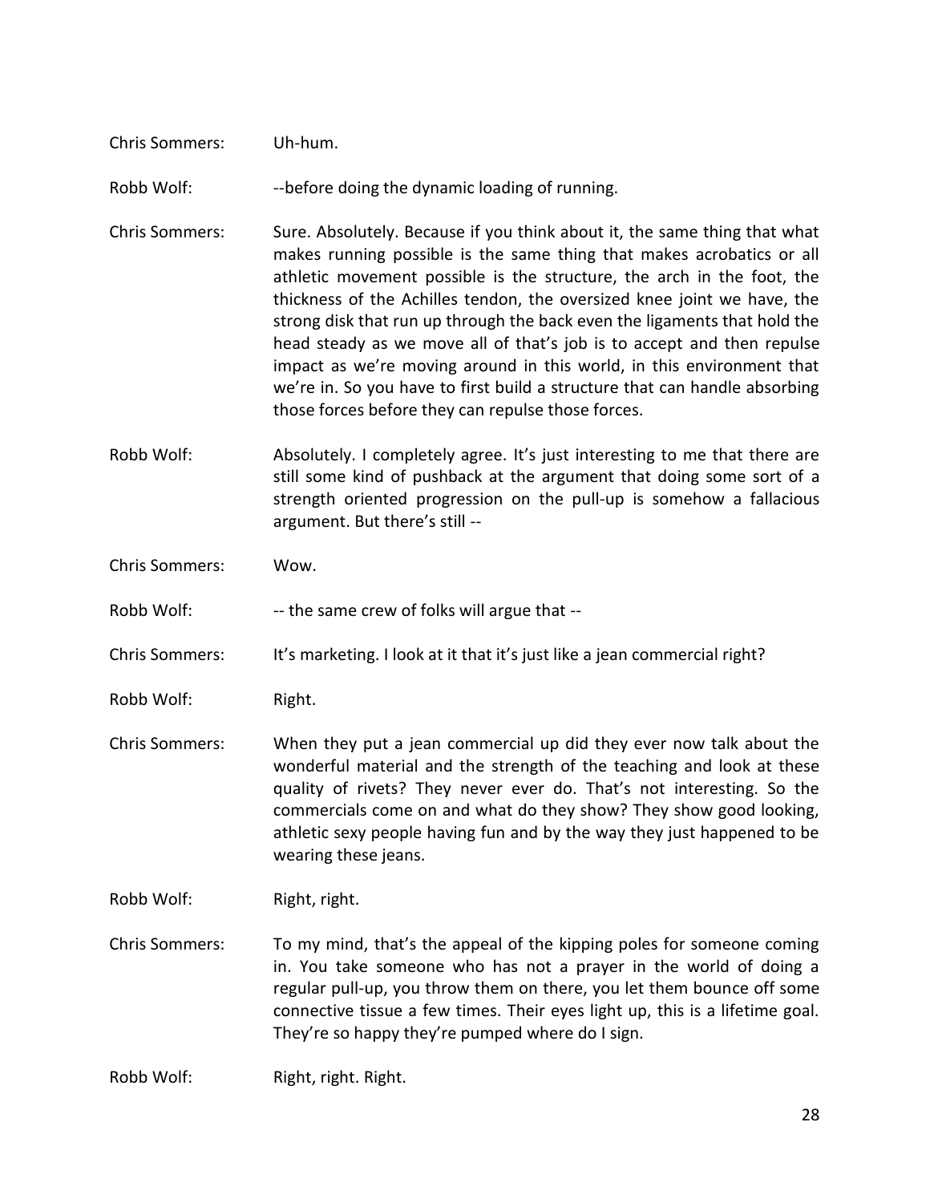Chris Sommers: Uh-hum.

Robb Wolf: --before doing the dynamic loading of running.

Chris Sommers: Sure. Absolutely. Because if you think about it, the same thing that what makes running possible is the same thing that makes acrobatics or all athletic movement possible is the structure, the arch in the foot, the thickness of the Achilles tendon, the oversized knee joint we have, the strong disk that run up through the back even the ligaments that hold the head steady as we move all of that's job is to accept and then repulse impact as we're moving around in this world, in this environment that we're in. So you have to first build a structure that can handle absorbing those forces before they can repulse those forces.

Robb Wolf: Absolutely. I completely agree. It's just interesting to me that there are still some kind of pushback at the argument that doing some sort of a strength oriented progression on the pull-up is somehow a fallacious argument. But there's still --

Chris Sommers: Wow.

Robb Wolf: -- the same crew of folks will argue that --

Chris Sommers: It's marketing. I look at it that it's just like a jean commercial right?

Robb Wolf: Right.

Chris Sommers: When they put a jean commercial up did they ever now talk about the wonderful material and the strength of the teaching and look at these quality of rivets? They never ever do. That's not interesting. So the commercials come on and what do they show? They show good looking, athletic sexy people having fun and by the way they just happened to be wearing these jeans.

Robb Wolf: Right, right.

Chris Sommers: To my mind, that's the appeal of the kipping poles for someone coming in. You take someone who has not a prayer in the world of doing a regular pull-up, you throw them on there, you let them bounce off some connective tissue a few times. Their eyes light up, this is a lifetime goal. They're so happy they're pumped where do I sign.

Robb Wolf: Right, right. Right.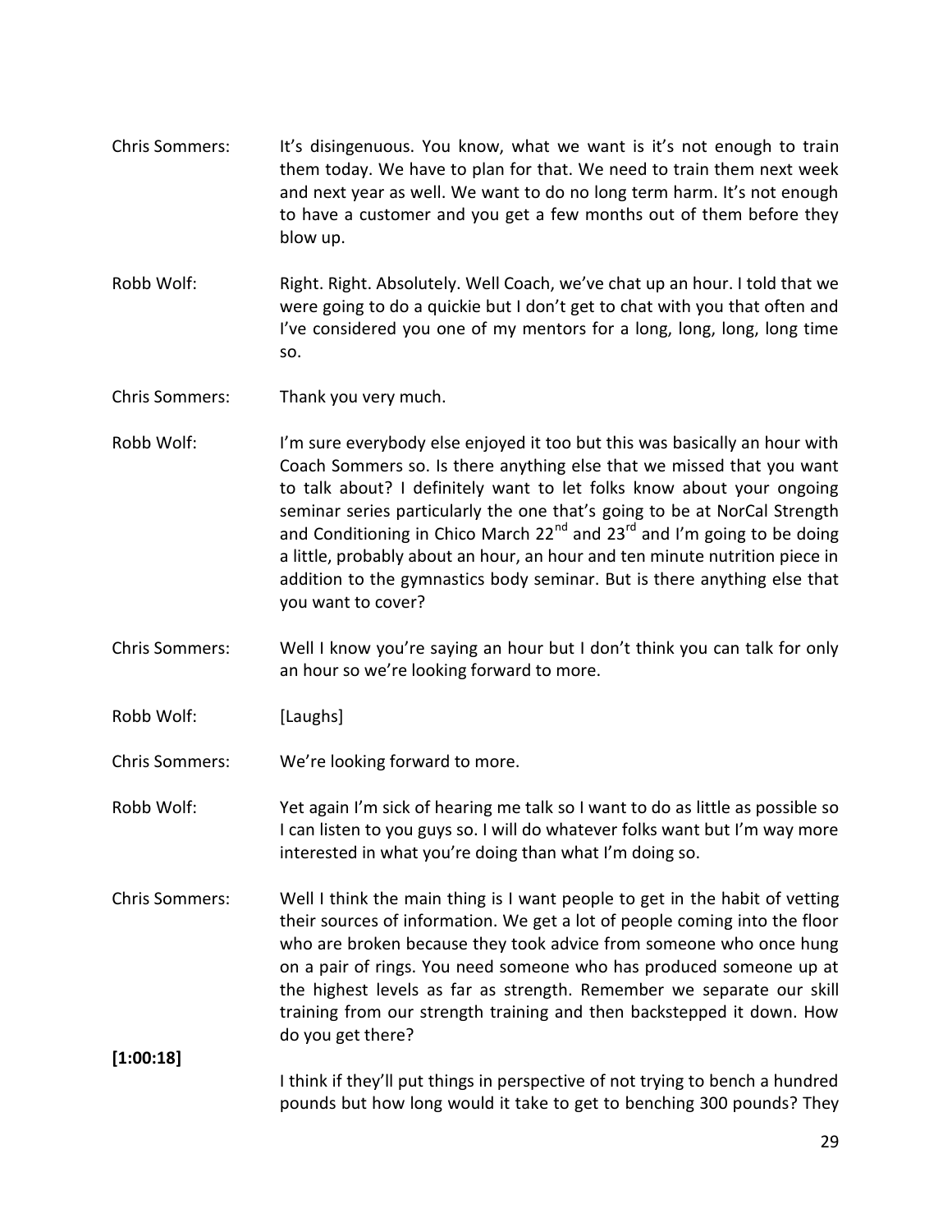Chris Sommers: It's disingenuous. You know, what we want is it's not enough to train them today. We have to plan for that. We need to train them next week and next year as well. We want to do no long term harm. It's not enough to have a customer and you get a few months out of them before they blow up.

Robb Wolf: Right. Right. Absolutely. Well Coach, we've chat up an hour. I told that we were going to do a quickie but I don't get to chat with you that often and I've considered you one of my mentors for a long, long, long, long time so.

Chris Sommers: Thank you very much.

Robb Wolf: I'm sure everybody else enjoyed it too but this was basically an hour with Coach Sommers so. Is there anything else that we missed that you want to talk about? I definitely want to let folks know about your ongoing seminar series particularly the one that's going to be at NorCal Strength and Conditioning in Chico March 22nd and 23rd and I'm going to be doing a little, probably about an hour, an hour and ten minute nutrition piece in addition to the gymnastics body seminar. But is there anything else that you want to cover?

Chris Sommers: Well I know you're saying an hour but I don't think you can talk for only an hour so we're looking forward to more.

Robb Wolf: [Laughs]

Chris Sommers: We're looking forward to more.

Robb Wolf: Yet again I'm sick of hearing me talk so I want to do as little as possible so I can listen to you guys so. I will do whatever folks want but I'm way more interested in what you're doing than what I'm doing so.

Chris Sommers: Well I think the main thing is I want people to get in the habit of vetting their sources of information. We get a lot of people coming into the floor who are broken because they took advice from someone who once hung on a pair of rings. You need someone who has produced someone up at the highest levels as far as strength. Remember we separate our skill training from our strength training and then backstepped it down. How do you get there?

**[1:00:18]**

I think if they'll put things in perspective of not trying to bench a hundred pounds but how long would it take to get to benching 300 pounds? They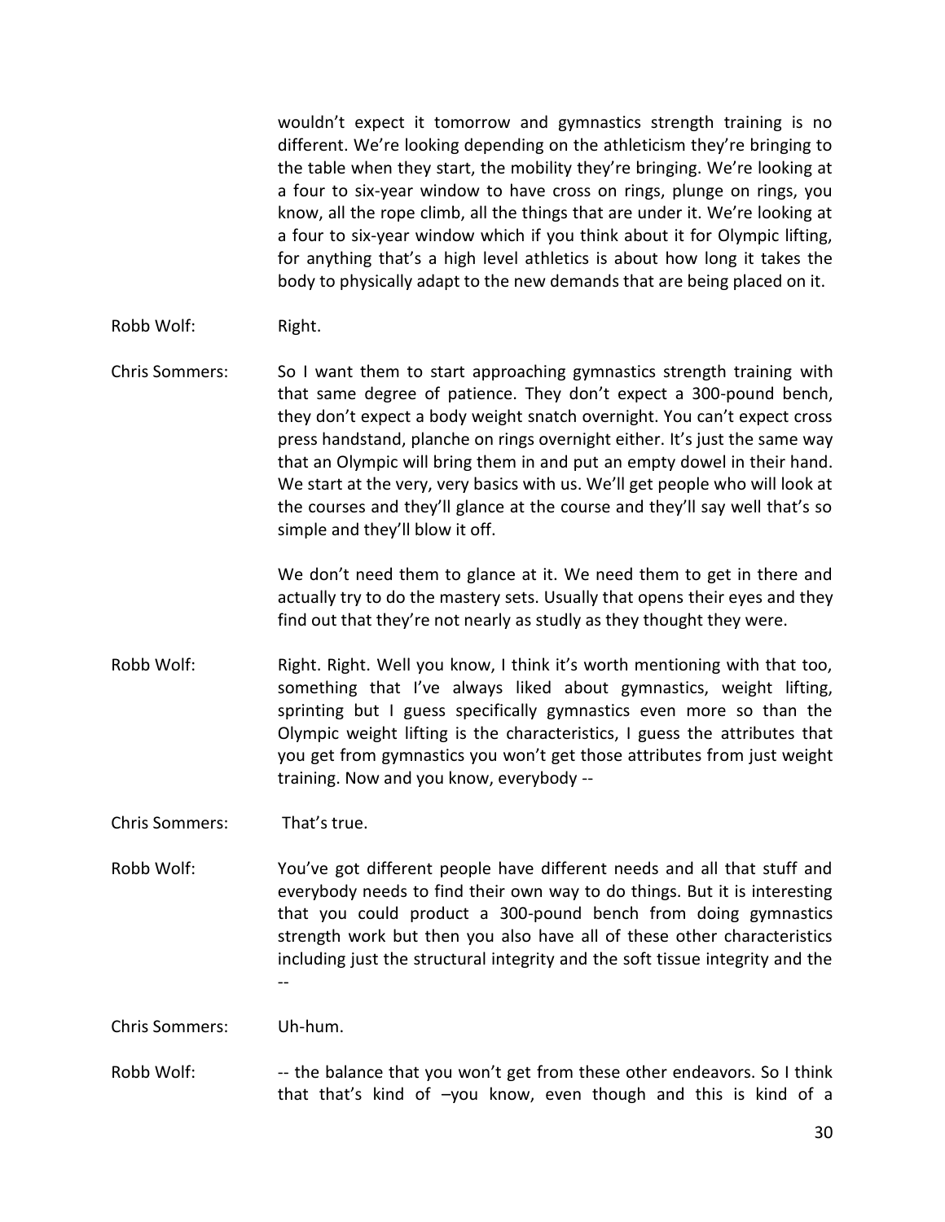wouldn't expect it tomorrow and gymnastics strength training is no different. We're looking depending on the athleticism they're bringing to the table when they start, the mobility they're bringing. We're looking at a four to six-year window to have cross on rings, plunge on rings, you know, all the rope climb, all the things that are under it. We're looking at a four to six-year window which if you think about it for Olympic lifting, for anything that's a high level athletics is about how long it takes the body to physically adapt to the new demands that are being placed on it.

Robb Wolf: Right.

Chris Sommers: So I want them to start approaching gymnastics strength training with that same degree of patience. They don't expect a 300-pound bench, they don't expect a body weight snatch overnight. You can't expect cross press handstand, planche on rings overnight either. It's just the same way that an Olympic will bring them in and put an empty dowel in their hand. We start at the very, very basics with us. We'll get people who will look at the courses and they'll glance at the course and they'll say well that's so simple and they'll blow it off.

We don't need them to glance at it. We need them to get in there and actually try to do the mastery sets. Usually that opens their eyes and they find out that they're not nearly as studly as they thought they were.

Robb Wolf: Right. Right. Well you know, I think it's worth mentioning with that too, something that I've always liked about gymnastics, weight lifting, sprinting but I guess specifically gymnastics even more so than the Olympic weight lifting is the characteristics, I guess the attributes that you get from gymnastics you won't get those attributes from just weight training. Now and you know, everybody --

Chris Sommers: That's true.

Robb Wolf: You've got different people have different needs and all that stuff and everybody needs to find their own way to do things. But it is interesting that you could product a 300-pound bench from doing gymnastics strength work but then you also have all of these other characteristics including just the structural integrity and the soft tissue integrity and the --

Chris Sommers: Uh-hum.

Robb Wolf: -- the balance that you won't get from these other endeavors. So I think that that's kind of –you know, even though and this is kind of a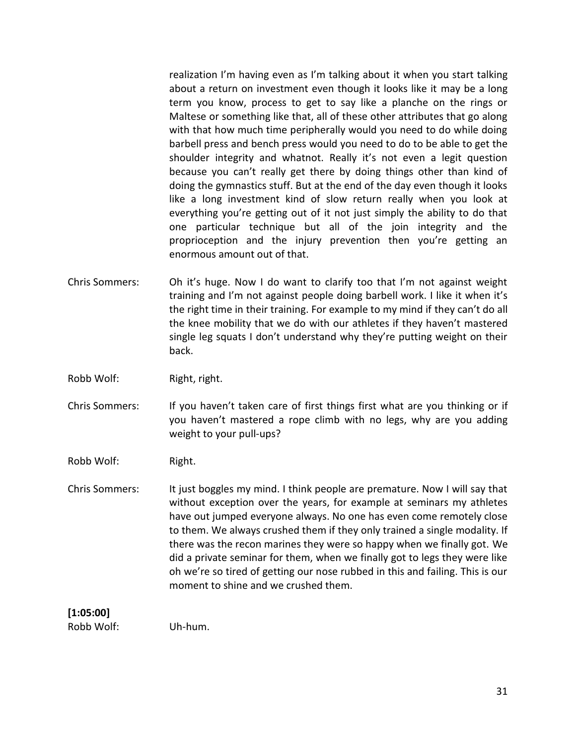realization I'm having even as I'm talking about it when you start talking about a return on investment even though it looks like it may be a long term you know, process to get to say like a planche on the rings or Maltese or something like that, all of these other attributes that go along with that how much time peripherally would you need to do while doing barbell press and bench press would you need to do to be able to get the shoulder integrity and whatnot. Really it's not even a legit question because you can't really get there by doing things other than kind of doing the gymnastics stuff. But at the end of the day even though it looks like a long investment kind of slow return really when you look at everything you're getting out of it not just simply the ability to do that one particular technique but all of the join integrity and the proprioception and the injury prevention then you're getting an enormous amount out of that.

Chris Sommers: Oh it's huge. Now I do want to clarify too that I'm not against weight training and I'm not against people doing barbell work. I like it when it's the right time in their training. For example to my mind if they can't do all the knee mobility that we do with our athletes if they haven't mastered single leg squats I don't understand why they're putting weight on their back.

Robb Wolf: Right, right.

Chris Sommers: If you haven't taken care of first things first what are you thinking or if you haven't mastered a rope climb with no legs, why are you adding weight to your pull-ups?

Robb Wolf: Right.

Chris Sommers: It just boggles my mind. I think people are premature. Now I will say that without exception over the years, for example at seminars my athletes have out jumped everyone always. No one has even come remotely close to them. We always crushed them if they only trained a single modality. If there was the recon marines they were so happy when we finally got. We did a private seminar for them, when we finally got to legs they were like oh we're so tired of getting our nose rubbed in this and failing. This is our moment to shine and we crushed them.

**[1:05:00]**

Robb Wolf: Uh-hum.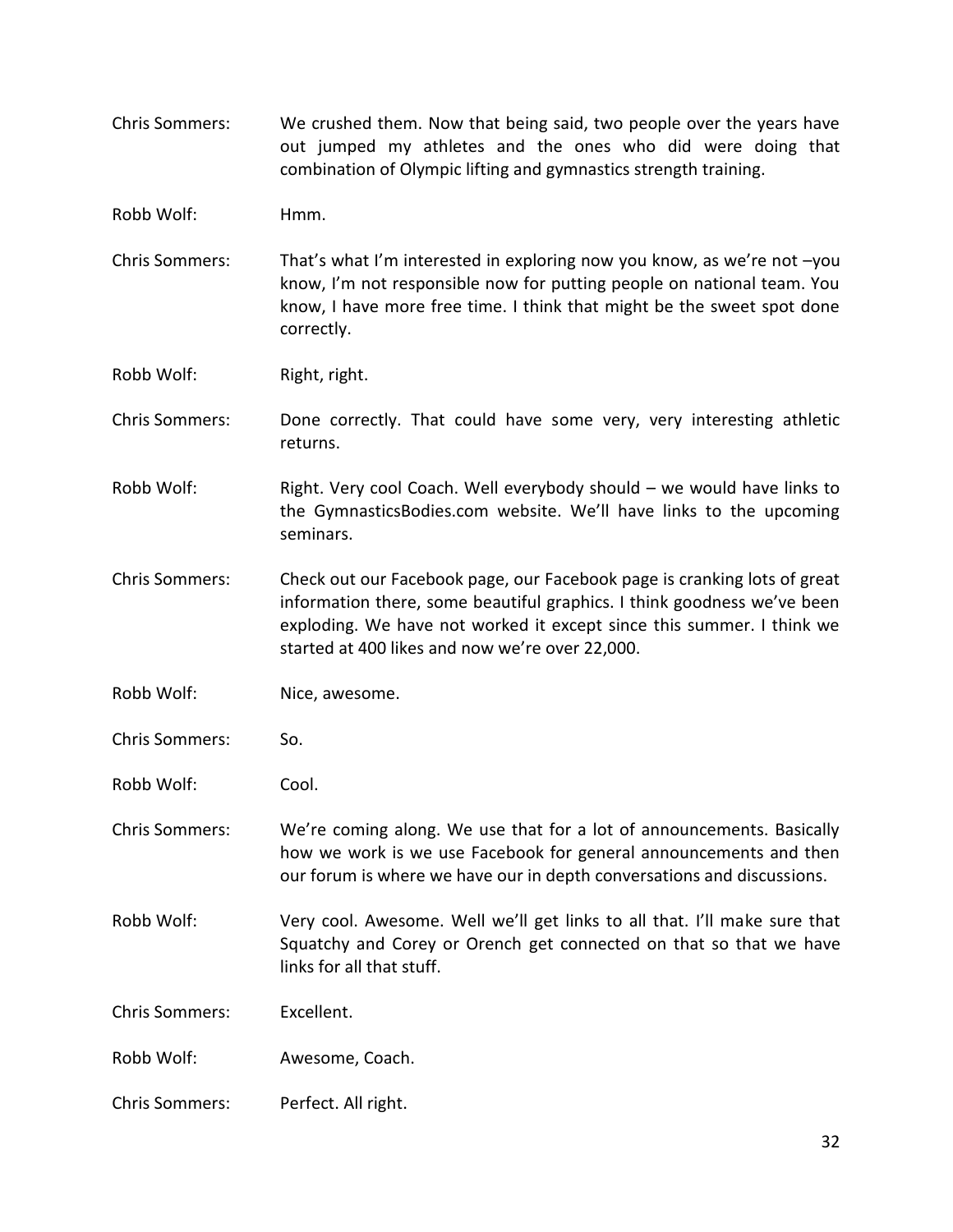Chris Sommers: We crushed them. Now that being said, two people over the years have out jumped my athletes and the ones who did were doing that combination of Olympic lifting and gymnastics strength training.

Robb Wolf: Hmm.

Chris Sommers: That's what I'm interested in exploring now you know, as we're not –you know, I'm not responsible now for putting people on national team. You know, I have more free time. I think that might be the sweet spot done correctly.

Robb Wolf: Right, right.

Chris Sommers: Done correctly. That could have some very, very interesting athletic returns.

Robb Wolf: Right. Very cool Coach. Well everybody should – we would have links to the GymnasticsBodies.com website. We'll have links to the upcoming seminars.

Chris Sommers: Check out our Facebook page, our Facebook page is cranking lots of great information there, some beautiful graphics. I think goodness we've been exploding. We have not worked it except since this summer. I think we started at 400 likes and now we're over 22,000.

Robb Wolf: Nice, awesome.

Chris Sommers: So.

Robb Wolf: Cool.

Chris Sommers: We're coming along. We use that for a lot of announcements. Basically how we work is we use Facebook for general announcements and then our forum is where we have our in depth conversations and discussions.

Robb Wolf: Very cool. Awesome. Well we'll get links to all that. I'll make sure that Squatchy and Corey or Orench get connected on that so that we have links for all that stuff.

Chris Sommers: Excellent.

Robb Wolf: Awesome, Coach.

Chris Sommers: Perfect. All right.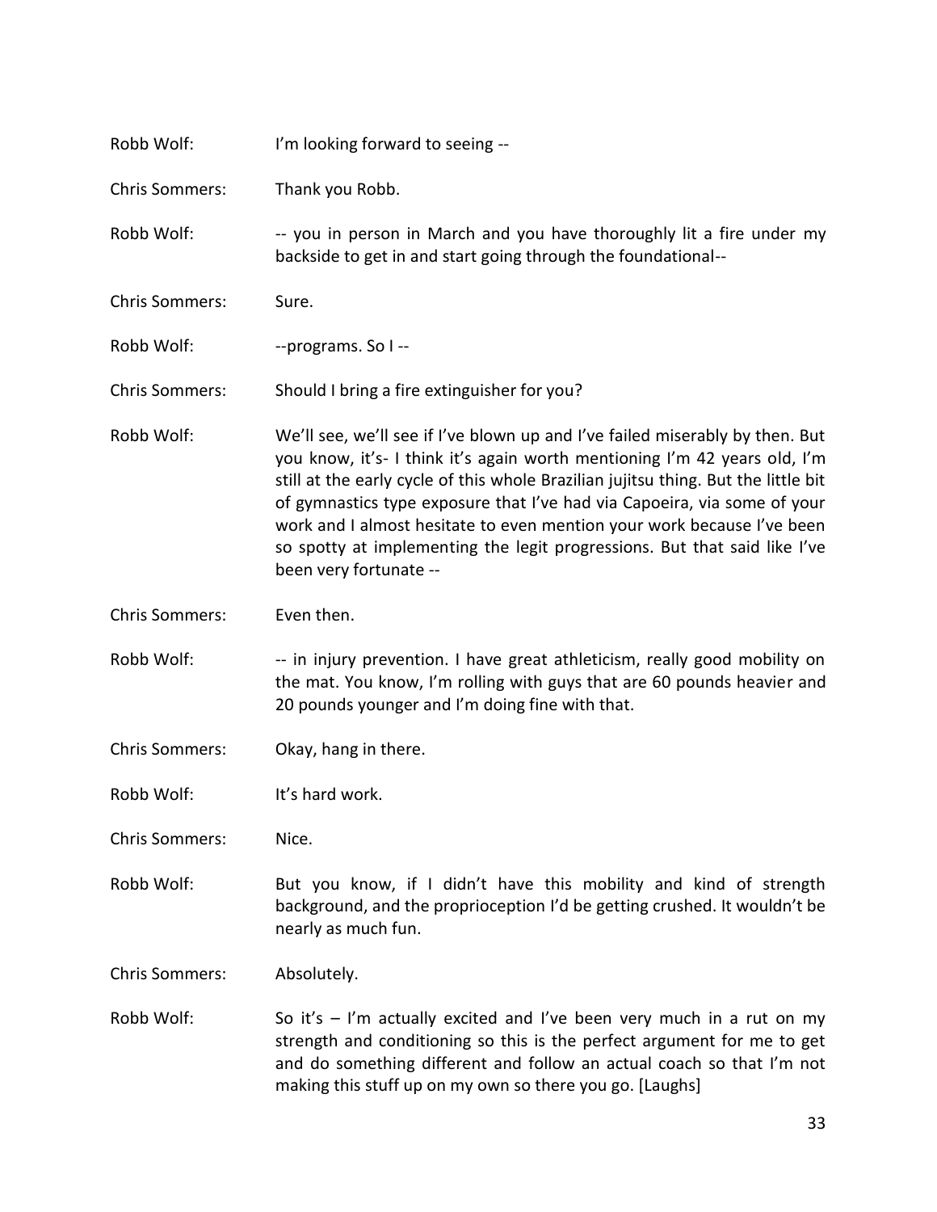Robb Wolf: I'm looking forward to seeing --

Chris Sommers: Thank you Robb.

Robb Wolf: -- you in person in March and you have thoroughly lit a fire under my backside to get in and start going through the foundational--

Chris Sommers: Sure.

Robb Wolf: --programs. So I --

Chris Sommers: Should I bring a fire extinguisher for you?

Robb Wolf: We'll see, we'll see if I've blown up and I've failed miserably by then. But you know, it's- I think it's again worth mentioning I'm 42 years old, I'm still at the early cycle of this whole Brazilian jujitsu thing. But the little bit of gymnastics type exposure that I've had via Capoeira, via some of your work and I almost hesitate to even mention your work because I've been so spotty at implementing the legit progressions. But that said like I've been very fortunate --

Chris Sommers: Even then.

Robb Wolf: -- in injury prevention. I have great athleticism, really good mobility on the mat. You know, I'm rolling with guys that are 60 pounds heavier and 20 pounds younger and I'm doing fine with that.

Chris Sommers: Okay, hang in there.

Robb Wolf: It's hard work.

Chris Sommers: Nice.

Robb Wolf: But you know, if I didn't have this mobility and kind of strength background, and the proprioception I'd be getting crushed. It wouldn't be nearly as much fun.

Chris Sommers: Absolutely.

Robb Wolf: So it's – I'm actually excited and I've been very much in a rut on my strength and conditioning so this is the perfect argument for me to get and do something different and follow an actual coach so that I'm not making this stuff up on my own so there you go. [Laughs]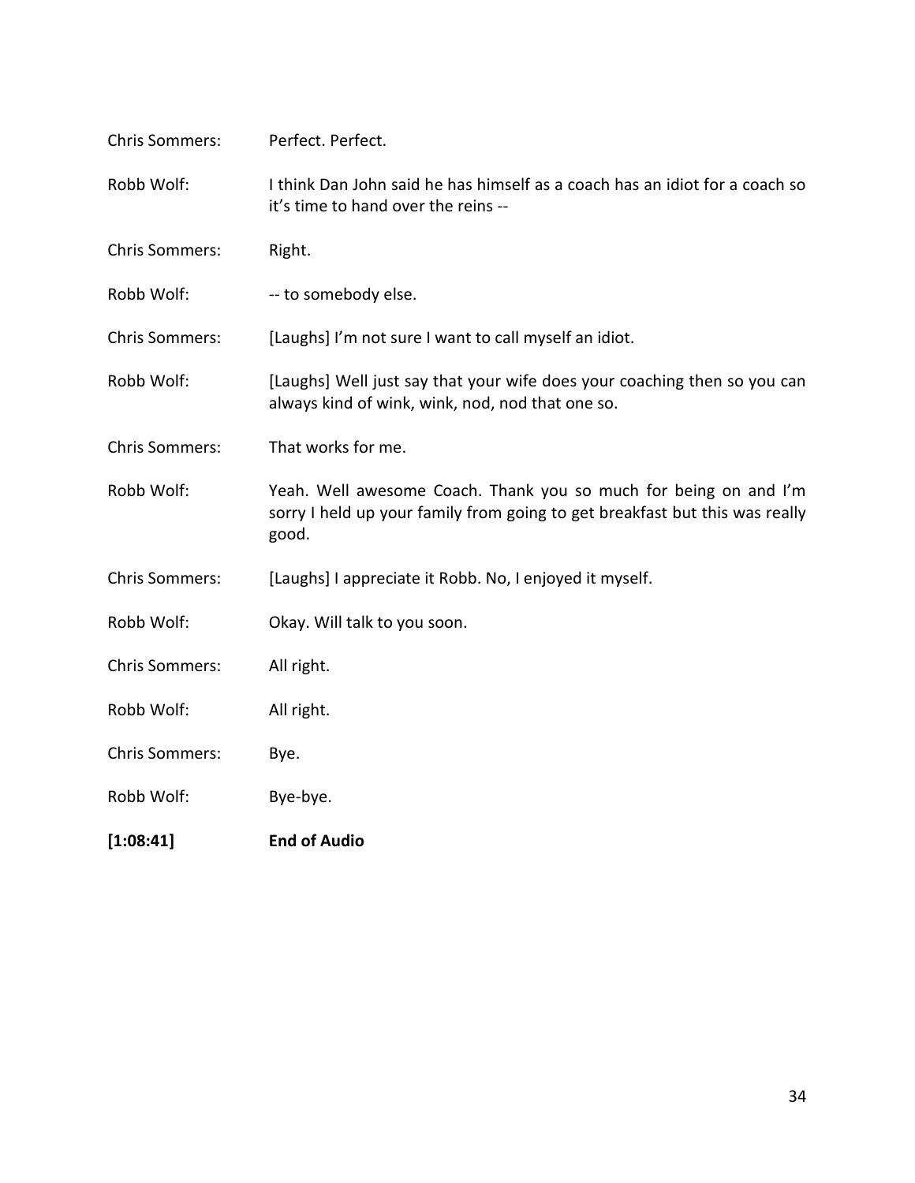Chris Sommers: Perfect. Perfect.

Robb Wolf: I think Dan John said he has himself as a coach has an idiot for a coach so it's time to hand over the reins --

Chris Sommers: Right.

Robb Wolf: -- to somebody else.

Chris Sommers: [Laughs] I'm not sure I want to call myself an idiot.

Robb Wolf: [Laughs] Well just say that your wife does your coaching then so you can always kind of wink, wink, nod, nod that one so.

Chris Sommers: That works for me.

Robb Wolf: Yeah. Well awesome Coach. Thank you so much for being on and I'm sorry I held up your family from going to get breakfast but this was really good.

Chris Sommers: [Laughs] I appreciate it Robb. No, I enjoyed it myself.

Robb Wolf: Okay. Will talk to you soon.

Chris Sommers: All right.

Robb Wolf: All right.

Chris Sommers: Bye.

Robb Wolf: Bye-bye.

**[1:08:41]** **End of Audio**